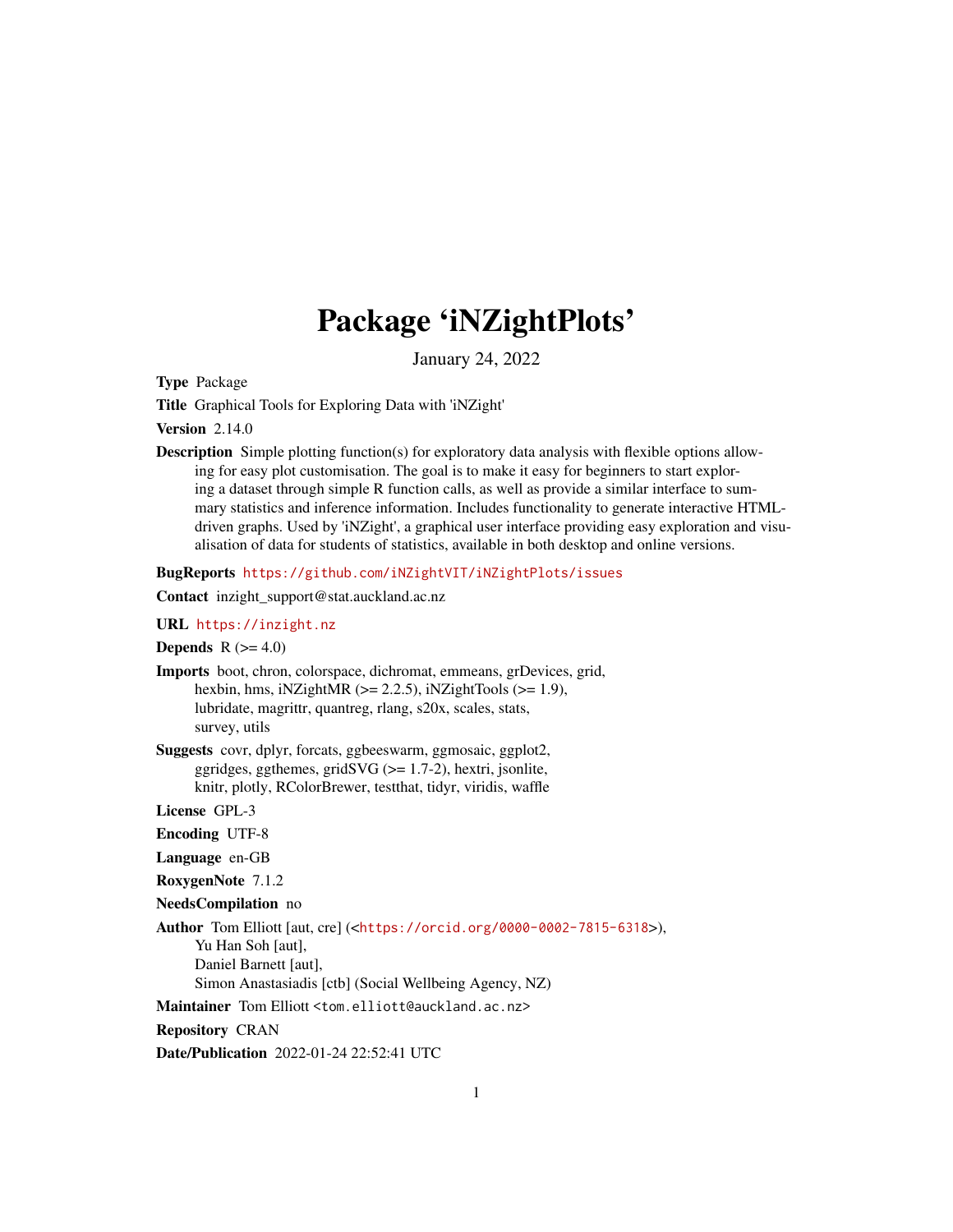# Package 'iNZightPlots'

January 24, 2022

**Type** Package

**Title** Graphical Tools for Exploring Data with 'iNZight'

**Version** 2.14.0

**Description** Simple plotting function(s) for exploratory data analysis with flexible options allowing for easy plot customisation. The goal is to make it easy for beginners to start exploring a dataset through simple R function calls, as well as provide a similar interface to summary statistics and inference information. Includes functionality to generate interactive HTML-driven graphs. Used by 'iNZight', a graphical user interface providing easy exploration and visualisation of data for students of statistics, available in both desktop and online versions.

**BugReports** https://github.com/iNZightVIT/iNZightPlots/issues

**Contact** inzight_support@stat.auckland.ac.nz

**URL** https://inzight.nz

**Depends** R (>= 4.0)

**Imports** boot, chron, colorspace, dichromat, emmeans, grDevices, grid, hexbin, hms, iNZightMR (>= 2.2.5), iNZightTools (>= 1.9), lubridate, magrittr, quantreg, rlang, s20x, scales, stats, survey, utils

**Suggests** covr, dplyr, forcats, ggbeeswarm, ggmosaic, ggplot2, ggridges, ggthemes, gridSVG (>= 1.7-2), hextri, jsonlite, knitr, plotly, RColorBrewer, testthat, tidyr, viridis, waffle

**License** GPL-3

**Encoding** UTF-8

**Language** en-GB

**RoxygenNote** 7.1.2

**NeedsCompilation** no

**Author** Tom Elliott [aut, cre] (<https://orcid.org/0000-0002-7815-6318>), Yu Han Soh [aut], Daniel Barnett [aut], Simon Anastasiadis [ctb] (Social Wellbeing Agency, NZ)

**Maintainer** Tom Elliott <tom.elliott@auckland.ac.nz>

**Repository** CRAN

**Date/Publication** 2022-01-24 22:52:41 UTC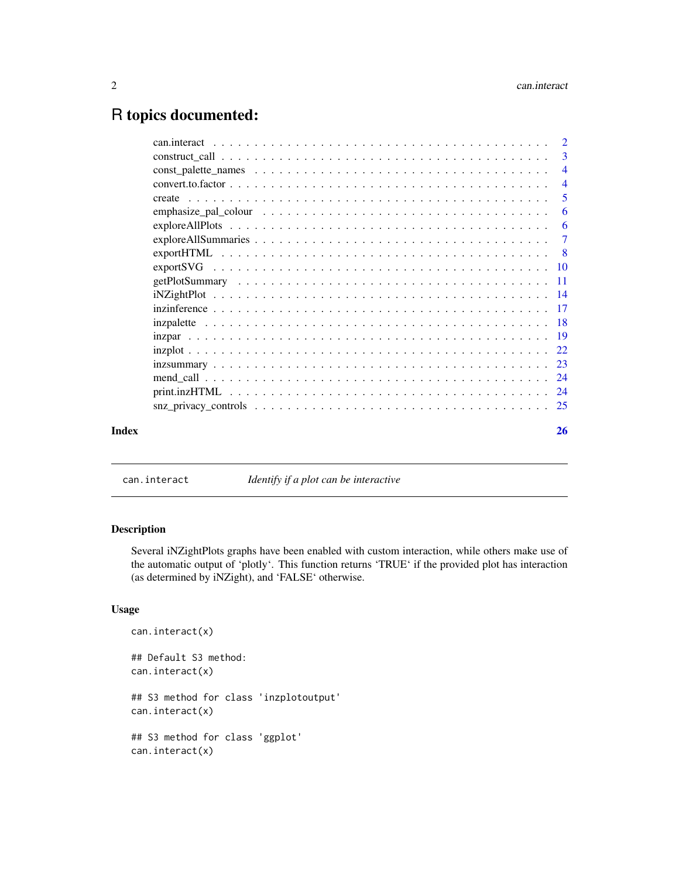# R topics documented:

| | |
|---|---|
| can.interact | 2 |
| construct_call | 3 |
| const_palette_names | 4 |
| convert.to.factor | 4 |
| create | 5 |
| emphasize_pal_colour | 6 |
| exploreAllPlots | 6 |
| exploreAllSummaries | 7 |
| exportHTML | 8 |
| exportSVG | 10 |
| getPlotSummary | 11 |
| iNZightPlot | 14 |
| inzinference | 17 |
| inzpalette | 18 |
| inzpar | 19 |
| inzplot | 22 |
| inzsummary | 23 |
| mend_call | 24 |
| print.inzHTML | 24 |
| snz_privacy_controls | 25 |
| **Index** | **26** |

---

`can.interact` *Identify if a plot can be interactive*

---

## Description

Several iNZightPlots graphs have been enabled with custom interaction, while others make use of the automatic output of 'plotly'. This function returns 'TRUE' if the provided plot has interaction (as determined by iNZight), and 'FALSE' otherwise.

## Usage

```
can.interact(x)

## Default S3 method:
can.interact(x)

## S3 method for class 'inzplotoutput'
can.interact(x)

## S3 method for class 'ggplot'
can.interact(x)
```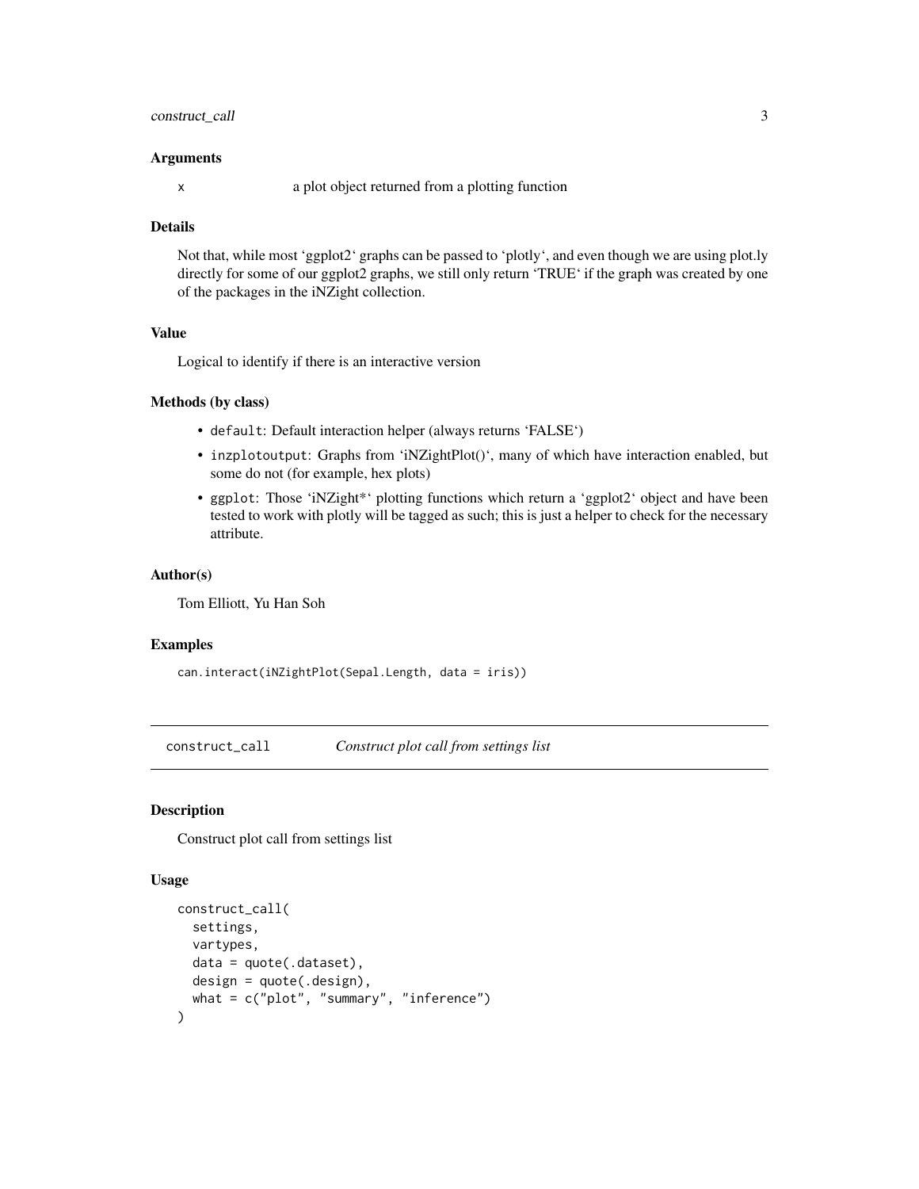### Arguments

x a plot object returned from a plotting function

### Details

Not that, while most 'ggplot2' graphs can be passed to 'plotly', and even though we are using plot.ly directly for some of our ggplot2 graphs, we still only return 'TRUE' if the graph was created by one of the packages in the iNZight collection.

### Value

Logical to identify if there is an interactive version

### Methods (by class)

- `default`: Default interaction helper (always returns 'FALSE')
- `inzplotoutput`: Graphs from 'iNZightPlot()', many of which have interaction enabled, but some do not (for example, hex plots)
- `ggplot`: Those 'iNZight*' plotting functions which return a 'ggplot2' object and have been tested to work with plotly will be tagged as such; this is just a helper to check for the necessary attribute.

### Author(s)

Tom Elliott, Yu Han Soh

### Examples

```
can.interact(iNZightPlot(Sepal.Length, data = iris))
```

---

## construct_call *Construct plot call from settings list*

### Description

Construct plot call from settings list

### Usage

```
construct_call(
  settings,
  vartypes,
  data = quote(.dataset),
  design = quote(.design),
  what = c("plot", "summary", "inference")
)
```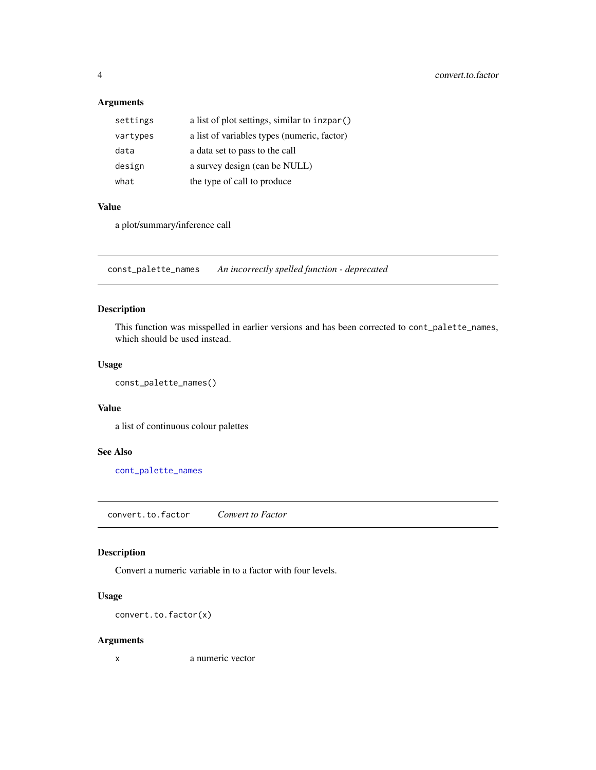## Arguments

| | |
|---|---|
| `settings` | a list of plot settings, similar to `inzpar()` |
| `vartypes` | a list of variables types (numeric, factor) |
| `data` | a data set to pass to the call |
| `design` | a survey design (can be NULL) |
| `what` | the type of call to produce |

## Value

a plot/summary/inference call

---

# `const_palette_names` *An incorrectly spelled function - deprecated*

## Description

This function was misspelled in earlier versions and has been corrected to `cont_palette_names`, which should be used instead.

## Usage

```
const_palette_names()
```

## Value

a list of continuous colour palettes

## See Also

`cont_palette_names`

---

# `convert.to.factor` *Convert to Factor*

## Description

Convert a numeric variable in to a factor with four levels.

## Usage

```
convert.to.factor(x)
```

## Arguments

| | |
|---|---|
| `x` | a numeric vector |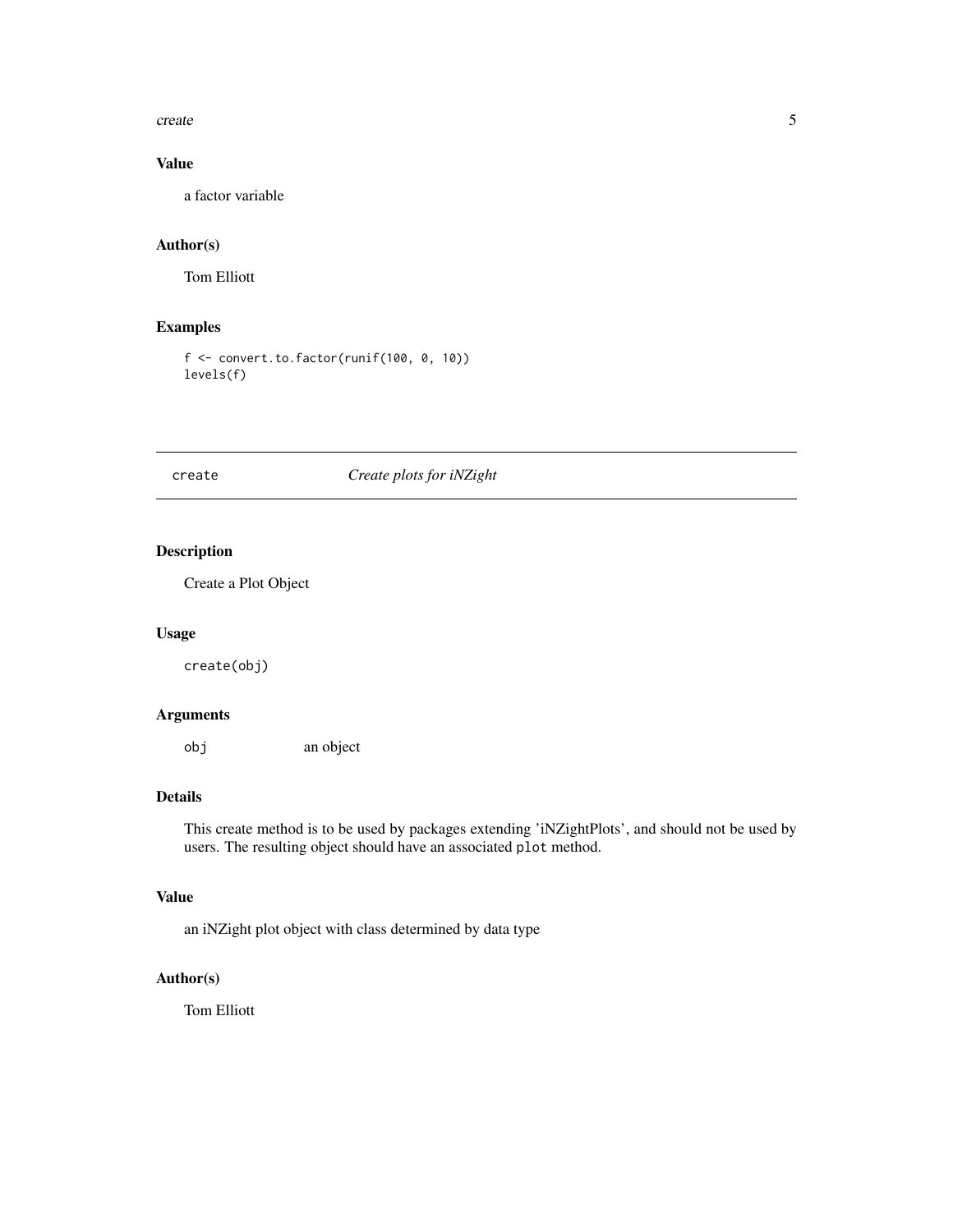## Value

a factor variable

## Author(s)

Tom Elliott

## Examples

```
f <- convert.to.factor(runif(100, 0, 10))
levels(f)
```

---

# create *Create plots for iNZight*

---

## Description

Create a Plot Object

## Usage

```
create(obj)
```

## Arguments

| | |
|---|---|
| `obj` | an object |

## Details

This create method is to be used by packages extending 'iNZightPlots', and should not be used by users. The resulting object should have an associated `plot` method.

## Value

an iNZight plot object with class determined by data type

## Author(s)

Tom Elliott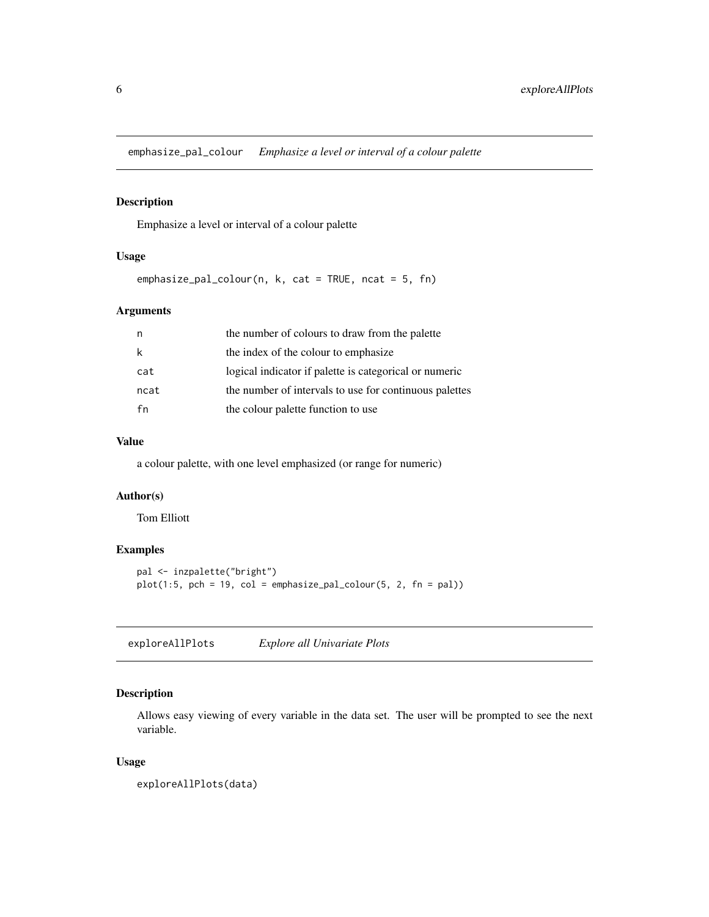## emphasize_pal_colour *Emphasize a level or interval of a colour palette*

### Description

Emphasize a level or interval of a colour palette

### Usage

```
emphasize_pal_colour(n, k, cat = TRUE, ncat = 5, fn)
```

### Arguments

| | |
|---|---|
| n | the number of colours to draw from the palette |
| k | the index of the colour to emphasize |
| cat | logical indicator if palette is categorical or numeric |
| ncat | the number of intervals to use for continuous palettes |
| fn | the colour palette function to use |

### Value

a colour palette, with one level emphasized (or range for numeric)

### Author(s)

Tom Elliott

### Examples

```
pal <- inzpalette("bright")
plot(1:5, pch = 19, col = emphasize_pal_colour(5, 2, fn = pal))
```

## exploreAllPlots *Explore all Univariate Plots*

### Description

Allows easy viewing of every variable in the data set. The user will be prompted to see the next variable.

### Usage

```
exploreAllPlots(data)
```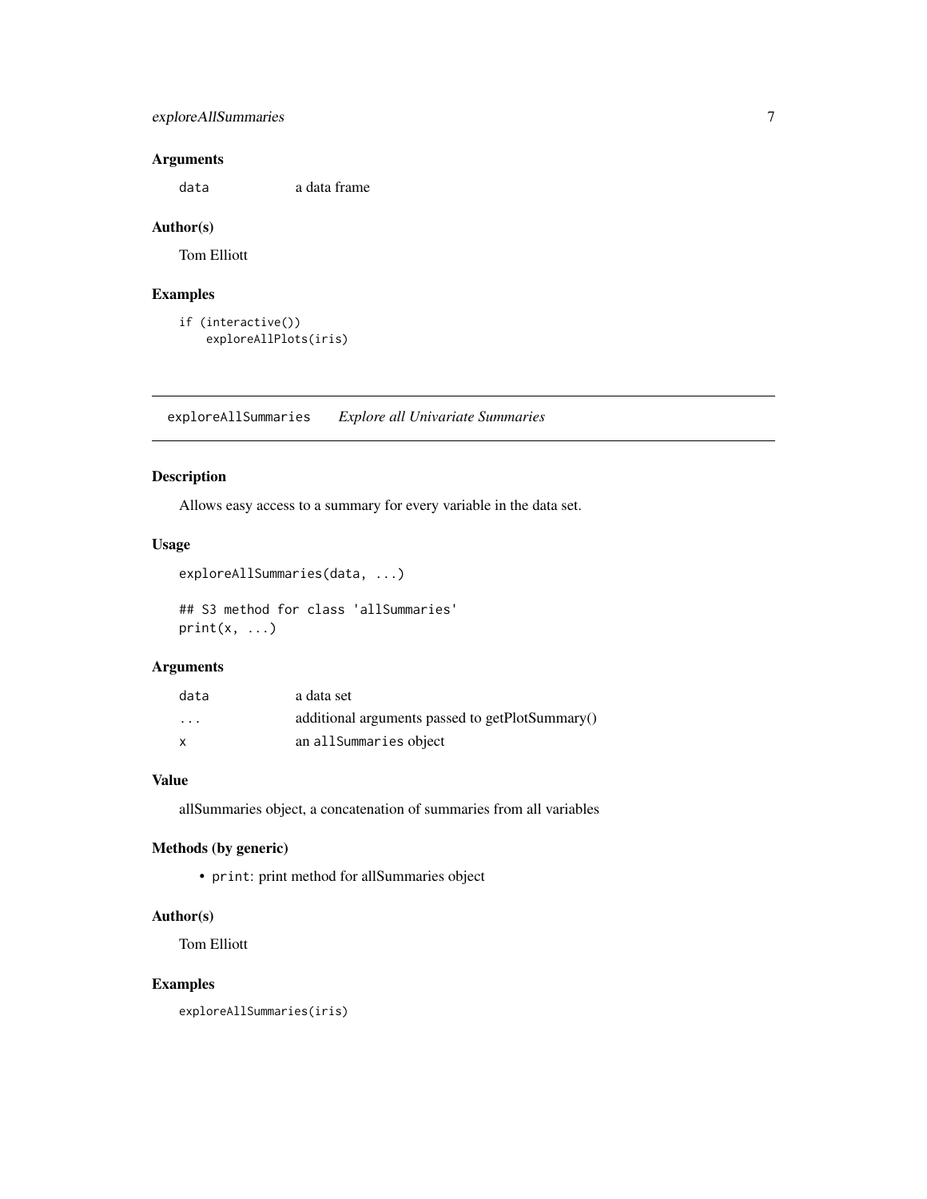### Arguments

| | |
|---|---|
| `data` | a data frame |

### Author(s)

Tom Elliott

### Examples

```
if (interactive())
    exploreAllPlots(iris)
```

---

## exploreAllSummaries    *Explore all Univariate Summaries*

---

### Description

Allows easy access to a summary for every variable in the data set.

### Usage

```
exploreAllSummaries(data, ...)

## S3 method for class 'allSummaries'
print(x, ...)
```

### Arguments

| | |
|---|---|
| `data` | a data set |
| `...` | additional arguments passed to getPlotSummary() |
| `x` | an `allSummaries` object |

### Value

allSummaries object, a concatenation of summaries from all variables

### Methods (by generic)

- `print`: print method for allSummaries object

### Author(s)

Tom Elliott

### Examples

```
exploreAllSummaries(iris)
```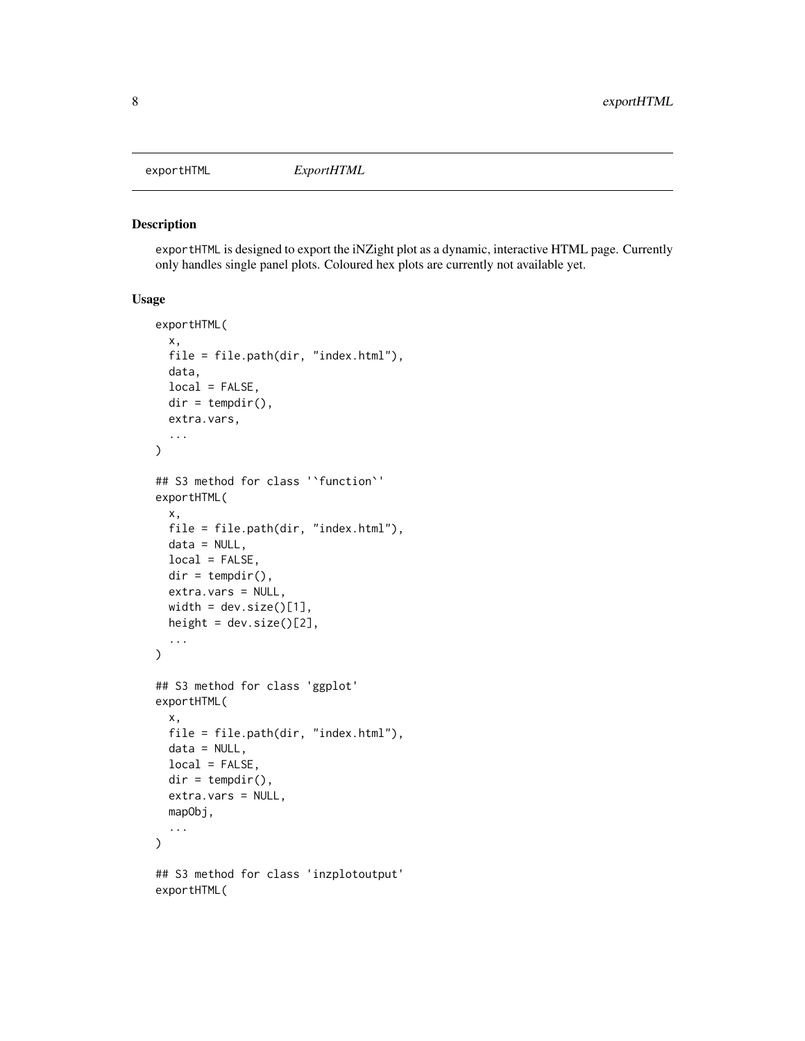exportHTML *ExportHTML*

### Description

exportHTML is designed to export the iNZight plot as a dynamic, interactive HTML page. Currently only handles single panel plots. Coloured hex plots are currently not available yet.

### Usage

```
exportHTML(
  x,
  file = file.path(dir, "index.html"),
  data,
  local = FALSE,
  dir = tempdir(),
  extra.vars,
  ...
)

## S3 method for class '`function`'
exportHTML(
  x,
  file = file.path(dir, "index.html"),
  data = NULL,
  local = FALSE,
  dir = tempdir(),
  extra.vars = NULL,
  width = dev.size()[1],
  height = dev.size()[2],
  ...
)

## S3 method for class 'ggplot'
exportHTML(
  x,
  file = file.path(dir, "index.html"),
  data = NULL,
  local = FALSE,
  dir = tempdir(),
  extra.vars = NULL,
  mapObj,
  ...
)

## S3 method for class 'inzplotoutput'
exportHTML(
```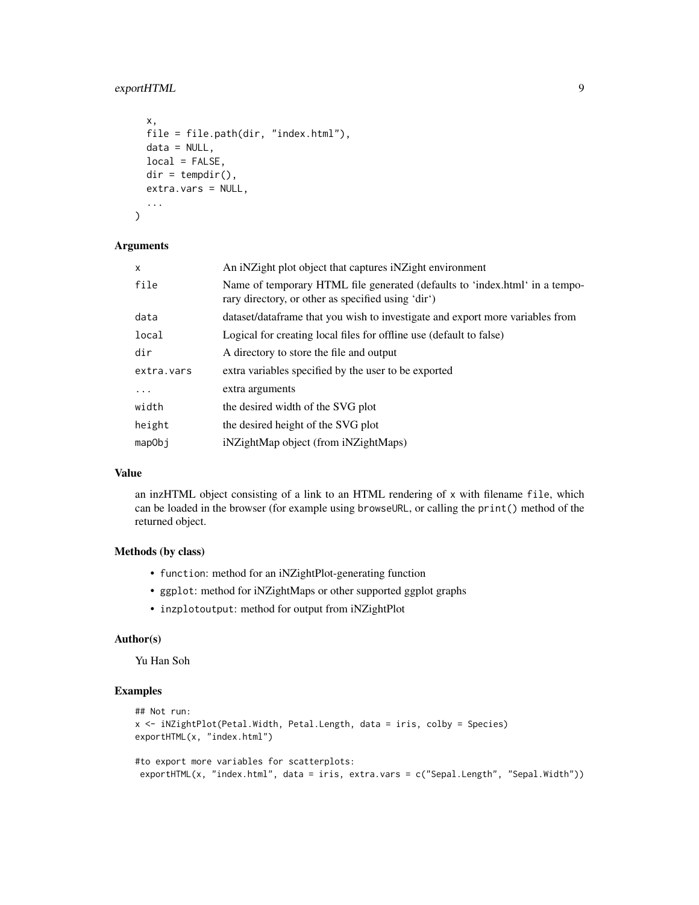```
  x,
  file = file.path(dir, "index.html"),
  data = NULL,
  local = FALSE,
  dir = tempdir(),
  extra.vars = NULL,
  ...
)
```

### Arguments

| | |
|---|---|
| x | An iNZight plot object that captures iNZight environment |
| file | Name of temporary HTML file generated (defaults to 'index.html' in a temporary directory, or other as specified using 'dir') |
| data | dataset/dataframe that you wish to investigate and export more variables from |
| local | Logical for creating local files for offline use (default to false) |
| dir | A directory to store the file and output |
| extra.vars | extra variables specified by the user to be exported |
| ... | extra arguments |
| width | the desired width of the SVG plot |
| height | the desired height of the SVG plot |
| mapObj | iNZightMap object (from iNZightMaps) |

### Value

an inzHTML object consisting of a link to an HTML rendering of `x` with filename `file`, which can be loaded in the browser (for example using `browseURL`, or calling the `print()` method of the returned object.

### Methods (by class)

- `function`: method for an iNZightPlot-generating function
- `ggplot`: method for iNZightMaps or other supported ggplot graphs
- `inzplotoutput`: method for output from iNZightPlot

### Author(s)

Yu Han Soh

### Examples

```
## Not run:
x <- iNZightPlot(Petal.Width, Petal.Length, data = iris, colby = Species)
exportHTML(x, "index.html")

#to export more variables for scatterplots:
 exportHTML(x, "index.html", data = iris, extra.vars = c("Sepal.Length", "Sepal.Width"))
```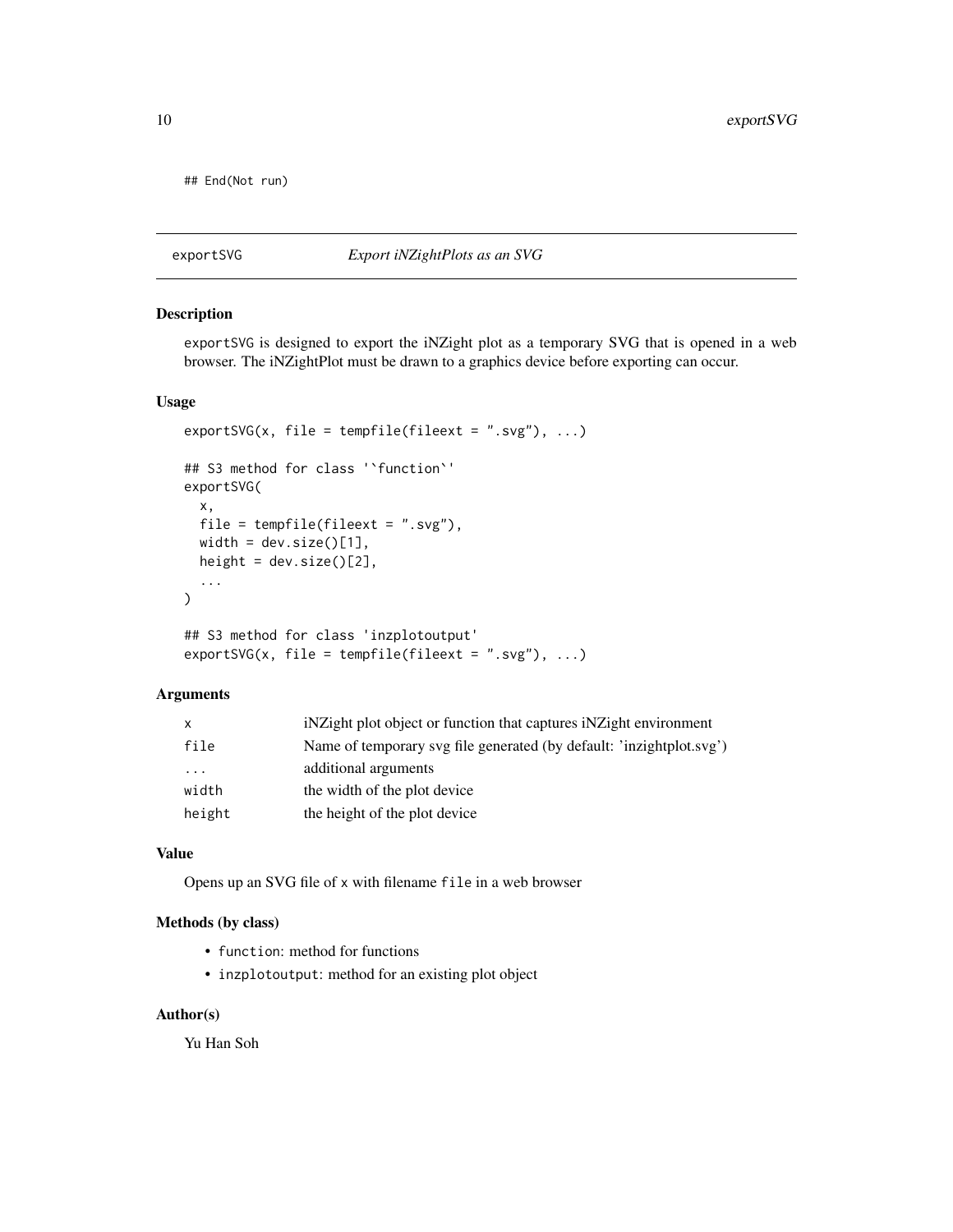```
## End(Not run)
```

## exportSVG — *Export iNZightPlots as an SVG*

### Description

exportSVG is designed to export the iNZight plot as a temporary SVG that is opened in a web browser. The iNZightPlot must be drawn to a graphics device before exporting can occur.

### Usage

```
exportSVG(x, file = tempfile(fileext = ".svg"), ...)

## S3 method for class '`function`'
exportSVG(
  x,
  file = tempfile(fileext = ".svg"),
  width = dev.size()[1],
  height = dev.size()[2],
  ...
)

## S3 method for class 'inzplotoutput'
exportSVG(x, file = tempfile(fileext = ".svg"), ...)
```

### Arguments

| | |
|---|---|
| x | iNZight plot object or function that captures iNZight environment |
| file | Name of temporary svg file generated (by default: 'inzightplot.svg') |
| ... | additional arguments |
| width | the width of the plot device |
| height | the height of the plot device |

### Value

Opens up an SVG file of x with filename file in a web browser

### Methods (by class)

- function: method for functions
- inzplotoutput: method for an existing plot object

### Author(s)

Yu Han Soh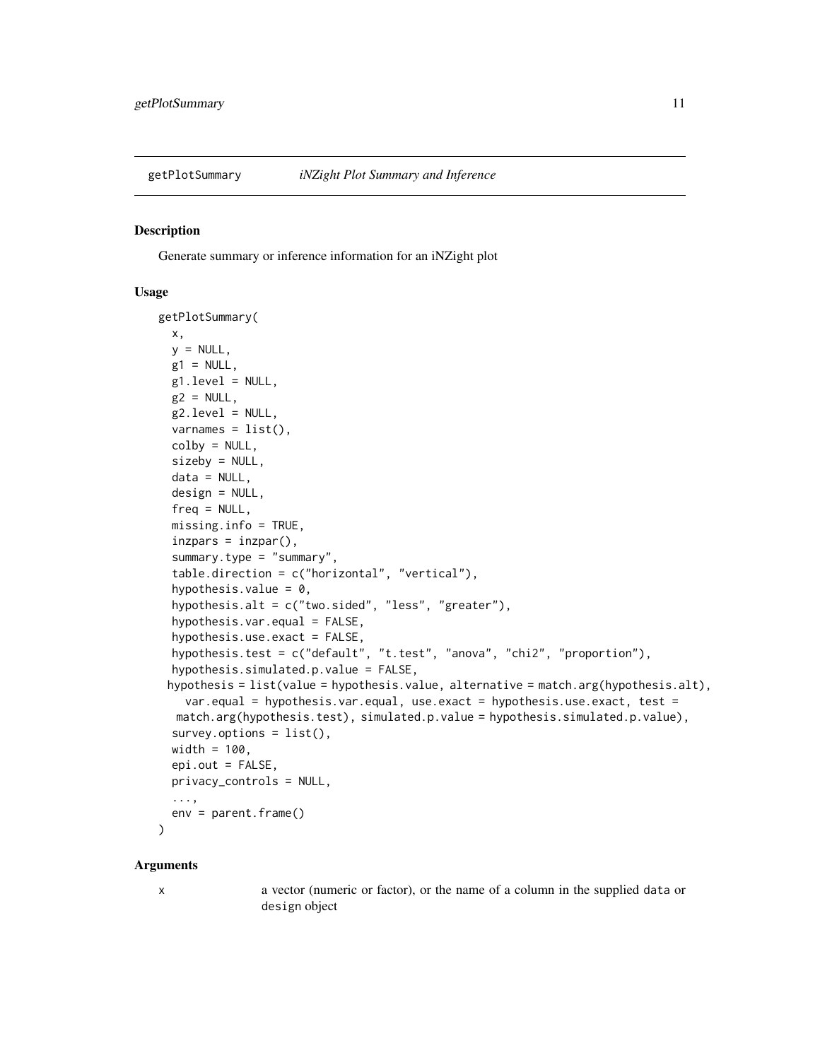getPlotSummary *iNZight Plot Summary and Inference*

## Description

Generate summary or inference information for an iNZight plot

## Usage

```
getPlotSummary(
  x,
  y = NULL,
  g1 = NULL,
  g1.level = NULL,
  g2 = NULL,
  g2.level = NULL,
  varnames = list(),
  colby = NULL,
  sizeby = NULL,
  data = NULL,
  design = NULL,
  freq = NULL,
  missing.info = TRUE,
  inzpars = inzpar(),
  summary.type = "summary",
  table.direction = c("horizontal", "vertical"),
  hypothesis.value = 0,
  hypothesis.alt = c("two.sided", "less", "greater"),
  hypothesis.var.equal = FALSE,
  hypothesis.use.exact = FALSE,
  hypothesis.test = c("default", "t.test", "anova", "chi2", "proportion"),
  hypothesis.simulated.p.value = FALSE,
 hypothesis = list(value = hypothesis.value, alternative = match.arg(hypothesis.alt),
    var.equal = hypothesis.var.equal, use.exact = hypothesis.use.exact, test =
   match.arg(hypothesis.test), simulated.p.value = hypothesis.simulated.p.value),
  survey.options = list(),
  width = 100,
  epi.out = FALSE,
  privacy_controls = NULL,
  ...,
  env = parent.frame()
)
```

## Arguments

x    a vector (numeric or factor), or the name of a column in the supplied `data` or `design` object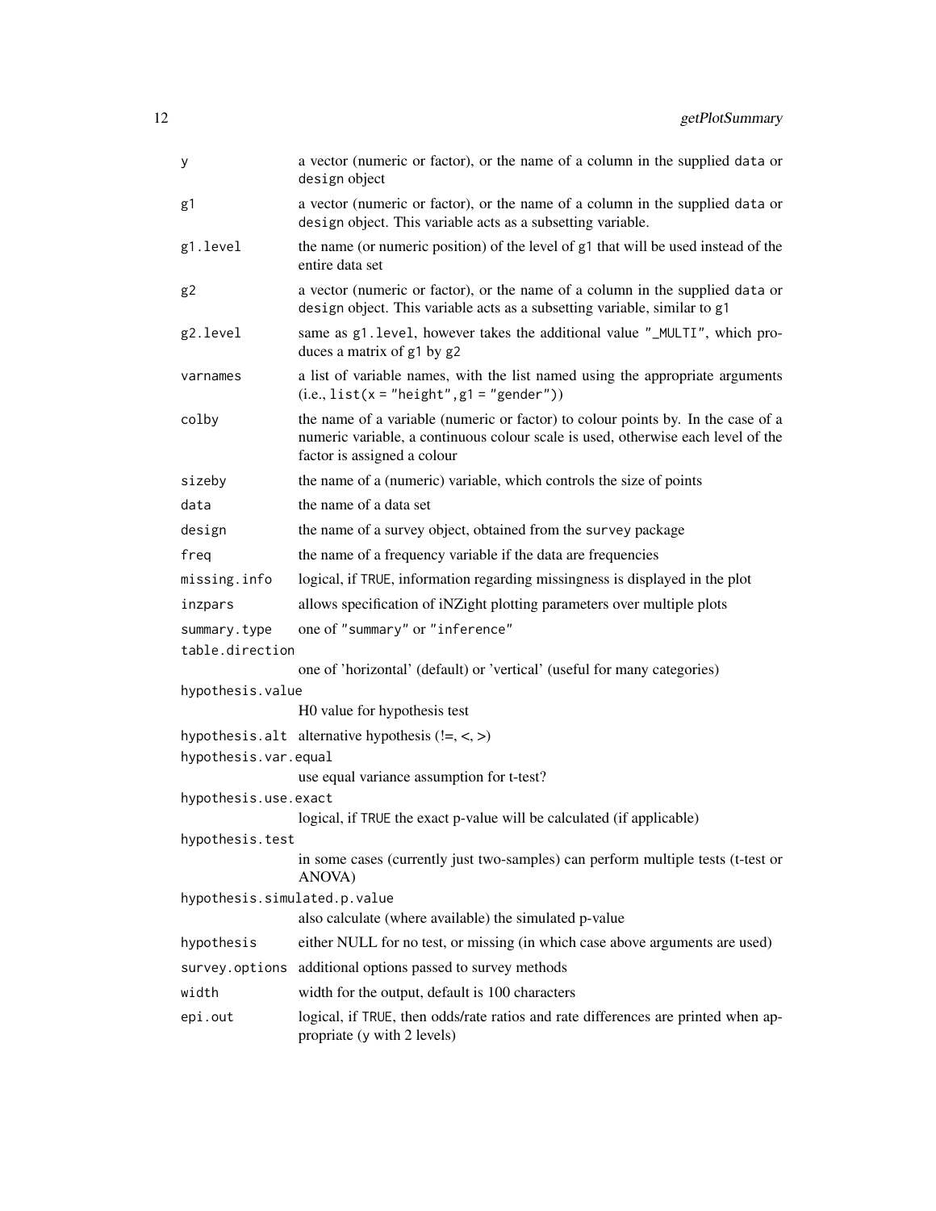| | |
|---|---|
| `y` | a vector (numeric or factor), or the name of a column in the supplied `data` or `design` object |
| `g1` | a vector (numeric or factor), or the name of a column in the supplied `data` or `design` object. This variable acts as a subsetting variable. |
| `g1.level` | the name (or numeric position) of the level of `g1` that will be used instead of the entire data set |
| `g2` | a vector (numeric or factor), or the name of a column in the supplied `data` or `design` object. This variable acts as a subsetting variable, similar to `g1` |
| `g2.level` | same as `g1.level`, however takes the additional value `"_MULTI"`, which produces a matrix of `g1` by `g2` |
| `varnames` | a list of variable names, with the list named using the appropriate arguments (i.e., `list(x = "height", g1 = "gender")`) |
| `colby` | the name of a variable (numeric or factor) to colour points by. In the case of a numeric variable, a continuous colour scale is used, otherwise each level of the factor is assigned a colour |
| `sizeby` | the name of a (numeric) variable, which controls the size of points |
| `data` | the name of a data set |
| `design` | the name of a survey object, obtained from the `survey` package |
| `freq` | the name of a frequency variable if the data are frequencies |
| `missing.info` | logical, if `TRUE`, information regarding missingness is displayed in the plot |
| `inzpars` | allows specification of iNZight plotting parameters over multiple plots |
| `summary.type` | one of `"summary"` or `"inference"` |
| `table.direction` | one of 'horizontal' (default) or 'vertical' (useful for many categories) |
| `hypothesis.value` | H0 value for hypothesis test |
| `hypothesis.alt` | alternative hypothesis (!=, <, >) |
| `hypothesis.var.equal` | use equal variance assumption for t-test? |
| `hypothesis.use.exact` | logical, if `TRUE` the exact p-value will be calculated (if applicable) |
| `hypothesis.test` | in some cases (currently just two-samples) can perform multiple tests (t-test or ANOVA) |
| `hypothesis.simulated.p.value` | also calculate (where available) the simulated p-value |
| `hypothesis` | either NULL for no test, or missing (in which case above arguments are used) |
| `survey.options` | additional options passed to survey methods |
| `width` | width for the output, default is 100 characters |
| `epi.out` | logical, if `TRUE`, then odds/rate ratios and rate differences are printed when appropriate (`y` with 2 levels) |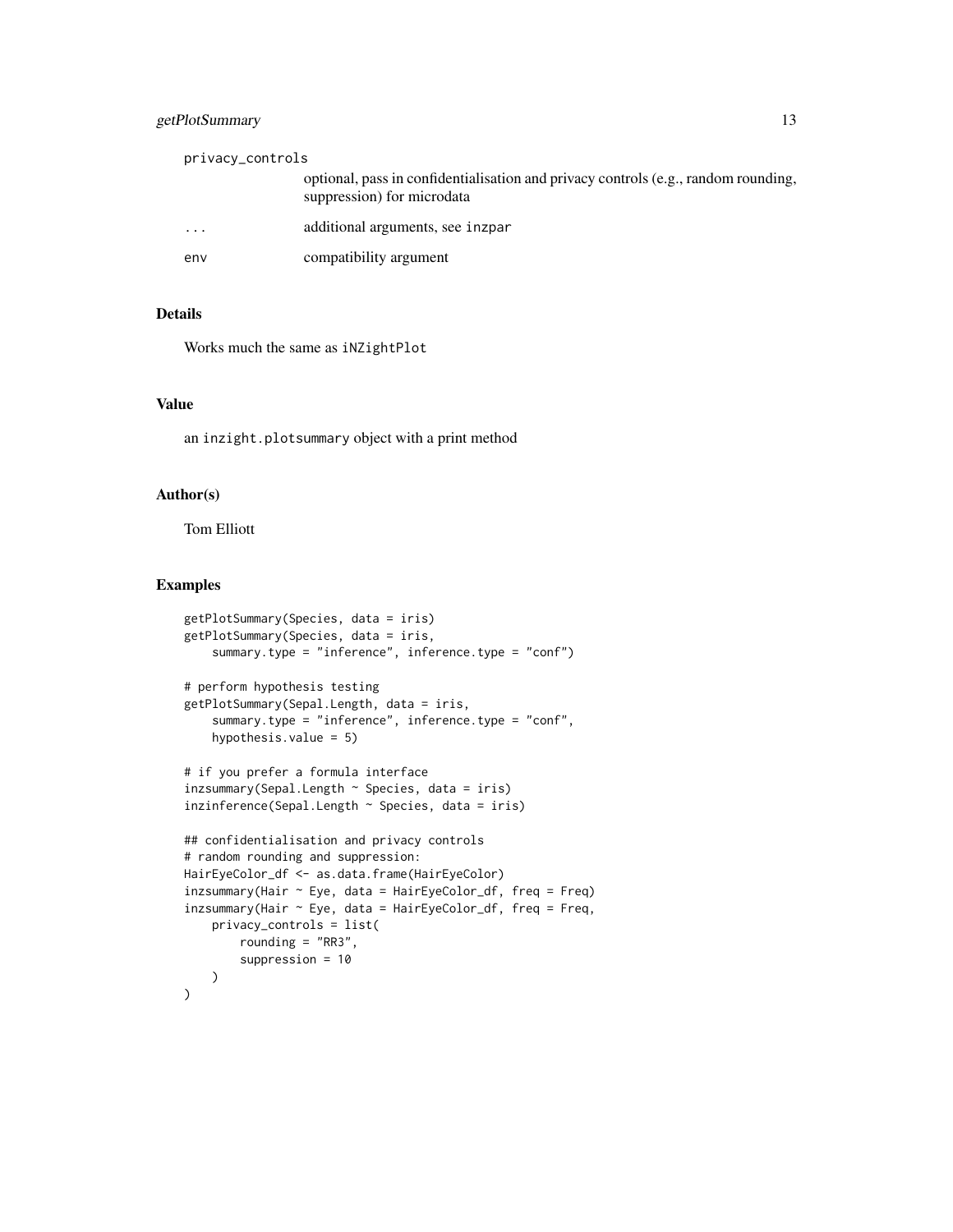| | |
|---|---|
| privacy_controls | optional, pass in confidentialisation and privacy controls (e.g., random rounding, suppression) for microdata |
| ... | additional arguments, see `inzpar` |
| env | compatibility argument |

## Details

Works much the same as `iNZightPlot`

## Value

an `inzight.plotsummary` object with a print method

## Author(s)

Tom Elliott

## Examples

```
getPlotSummary(Species, data = iris)
getPlotSummary(Species, data = iris,
    summary.type = "inference", inference.type = "conf")

# perform hypothesis testing
getPlotSummary(Sepal.Length, data = iris,
    summary.type = "inference", inference.type = "conf",
    hypothesis.value = 5)

# if you prefer a formula interface
inzsummary(Sepal.Length ~ Species, data = iris)
inzinference(Sepal.Length ~ Species, data = iris)

## confidentialisation and privacy controls
# random rounding and suppression:
HairEyeColor_df <- as.data.frame(HairEyeColor)
inzsummary(Hair ~ Eye, data = HairEyeColor_df, freq = Freq)
inzsummary(Hair ~ Eye, data = HairEyeColor_df, freq = Freq,
    privacy_controls = list(
        rounding = "RR3",
        suppression = 10
    )
)
```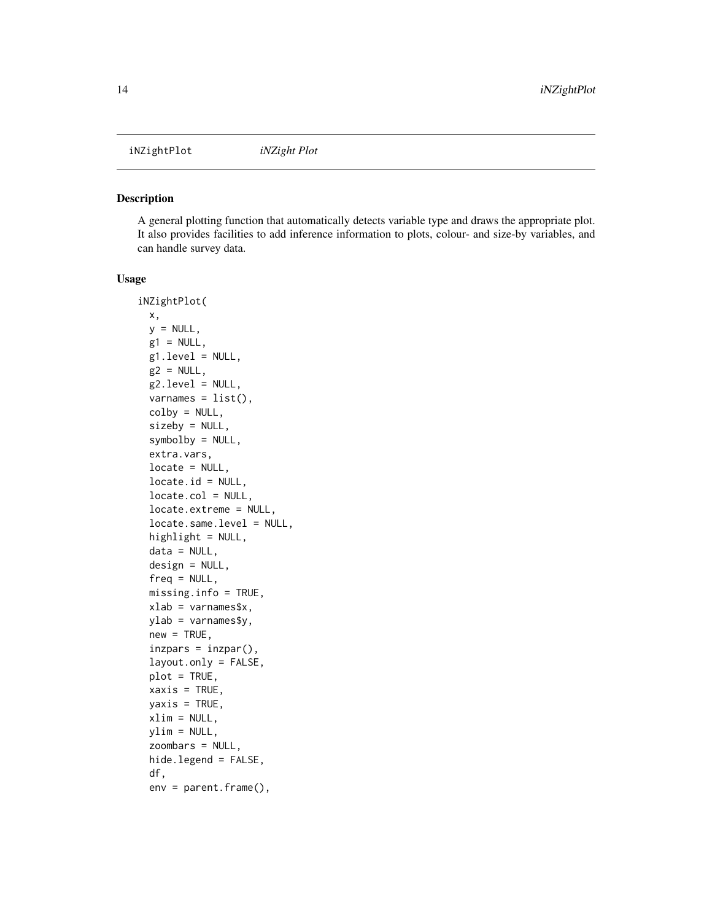iNZightPlot *iNZight Plot*

## Description

A general plotting function that automatically detects variable type and draws the appropriate plot. It also provides facilities to add inference information to plots, colour- and size-by variables, and can handle survey data.

## Usage

```
iNZightPlot(
  x,
  y = NULL,
  g1 = NULL,
  g1.level = NULL,
  g2 = NULL,
  g2.level = NULL,
  varnames = list(),
  colby = NULL,
  sizeby = NULL,
  symbolby = NULL,
  extra.vars,
  locate = NULL,
  locate.id = NULL,
  locate.col = NULL,
  locate.extreme = NULL,
  locate.same.level = NULL,
  highlight = NULL,
  data = NULL,
  design = NULL,
  freq = NULL,
  missing.info = TRUE,
  xlab = varnames$x,
  ylab = varnames$y,
  new = TRUE,
  inzpars = inzpar(),
  layout.only = FALSE,
  plot = TRUE,
  xaxis = TRUE,
  yaxis = TRUE,
  xlim = NULL,
  ylim = NULL,
  zoombars = NULL,
  hide.legend = FALSE,
  df,
  env = parent.frame(),
```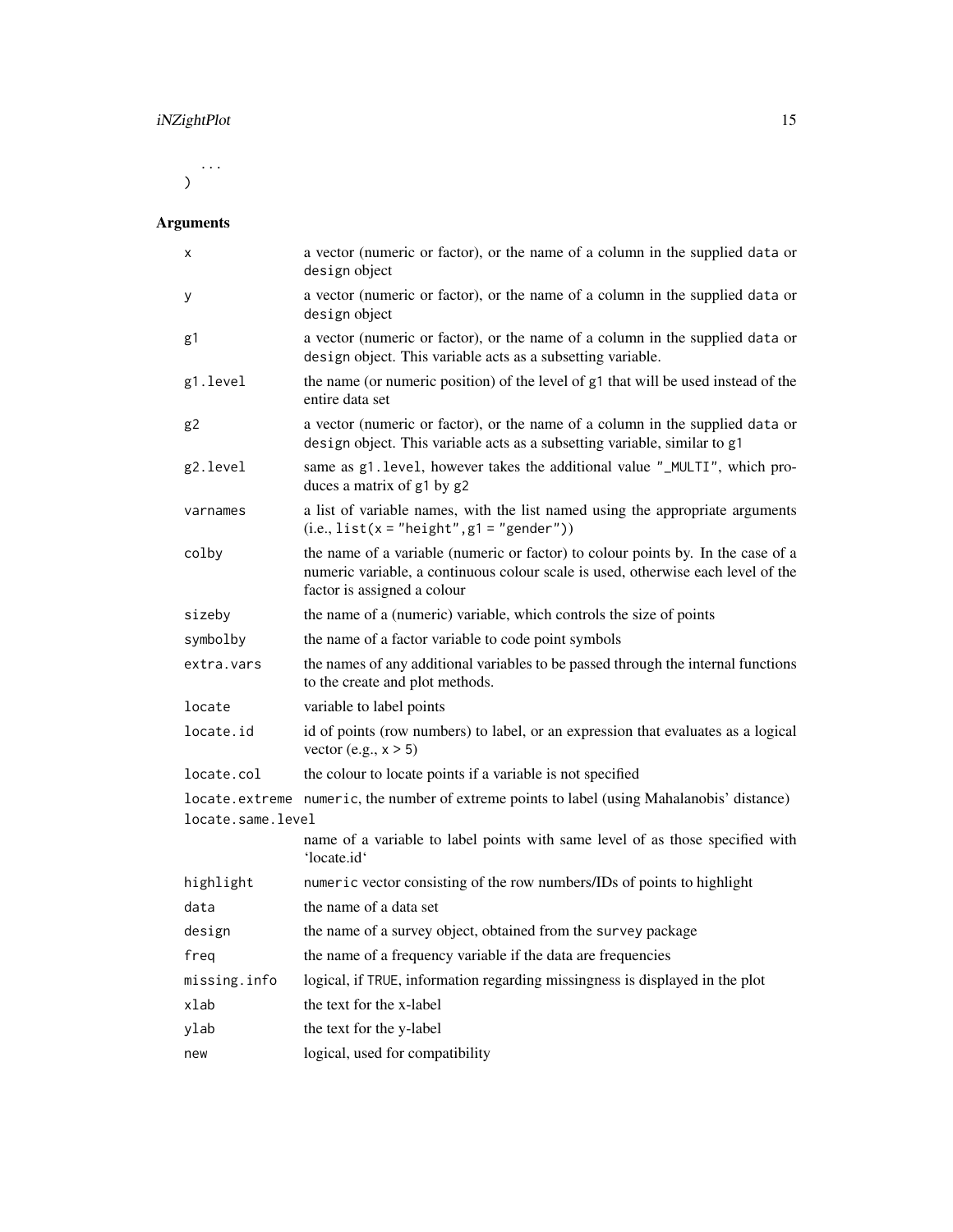```
  ...
)
```

### Arguments

| | |
|---|---|
| `x` | a vector (numeric or factor), or the name of a column in the supplied `data` or `design` object |
| `y` | a vector (numeric or factor), or the name of a column in the supplied `data` or `design` object |
| `g1` | a vector (numeric or factor), or the name of a column in the supplied `data` or `design` object. This variable acts as a subsetting variable. |
| `g1.level` | the name (or numeric position) of the level of `g1` that will be used instead of the entire data set |
| `g2` | a vector (numeric or factor), or the name of a column in the supplied `data` or `design` object. This variable acts as a subsetting variable, similar to `g1` |
| `g2.level` | same as `g1.level`, however takes the additional value `"_MULTI"`, which produces a matrix of `g1` by `g2` |
| `varnames` | a list of variable names, with the list named using the appropriate arguments (i.e., `list(x = "height", g1 = "gender")`) |
| `colby` | the name of a variable (numeric or factor) to colour points by. In the case of a numeric variable, a continuous colour scale is used, otherwise each level of the factor is assigned a colour |
| `sizeby` | the name of a (numeric) variable, which controls the size of points |
| `symbolby` | the name of a factor variable to code point symbols |
| `extra.vars` | the names of any additional variables to be passed through the internal functions to the create and plot methods. |
| `locate` | variable to label points |
| `locate.id` | id of points (row numbers) to label, or an expression that evaluates as a logical vector (e.g., `x > 5`) |
| `locate.col` | the colour to locate points if a variable is not specified |
| `locate.extreme` | `numeric`, the number of extreme points to label (using Mahalanobis' distance) |
| `locate.same.level` | name of a variable to label points with same level of as those specified with 'locate.id' |
| `highlight` | `numeric` vector consisting of the row numbers/IDs of points to highlight |
| `data` | the name of a data set |
| `design` | the name of a survey object, obtained from the `survey` package |
| `freq` | the name of a frequency variable if the data are frequencies |
| `missing.info` | logical, if `TRUE`, information regarding missingness is displayed in the plot |
| `xlab` | the text for the x-label |
| `ylab` | the text for the y-label |
| `new` | logical, used for compatibility |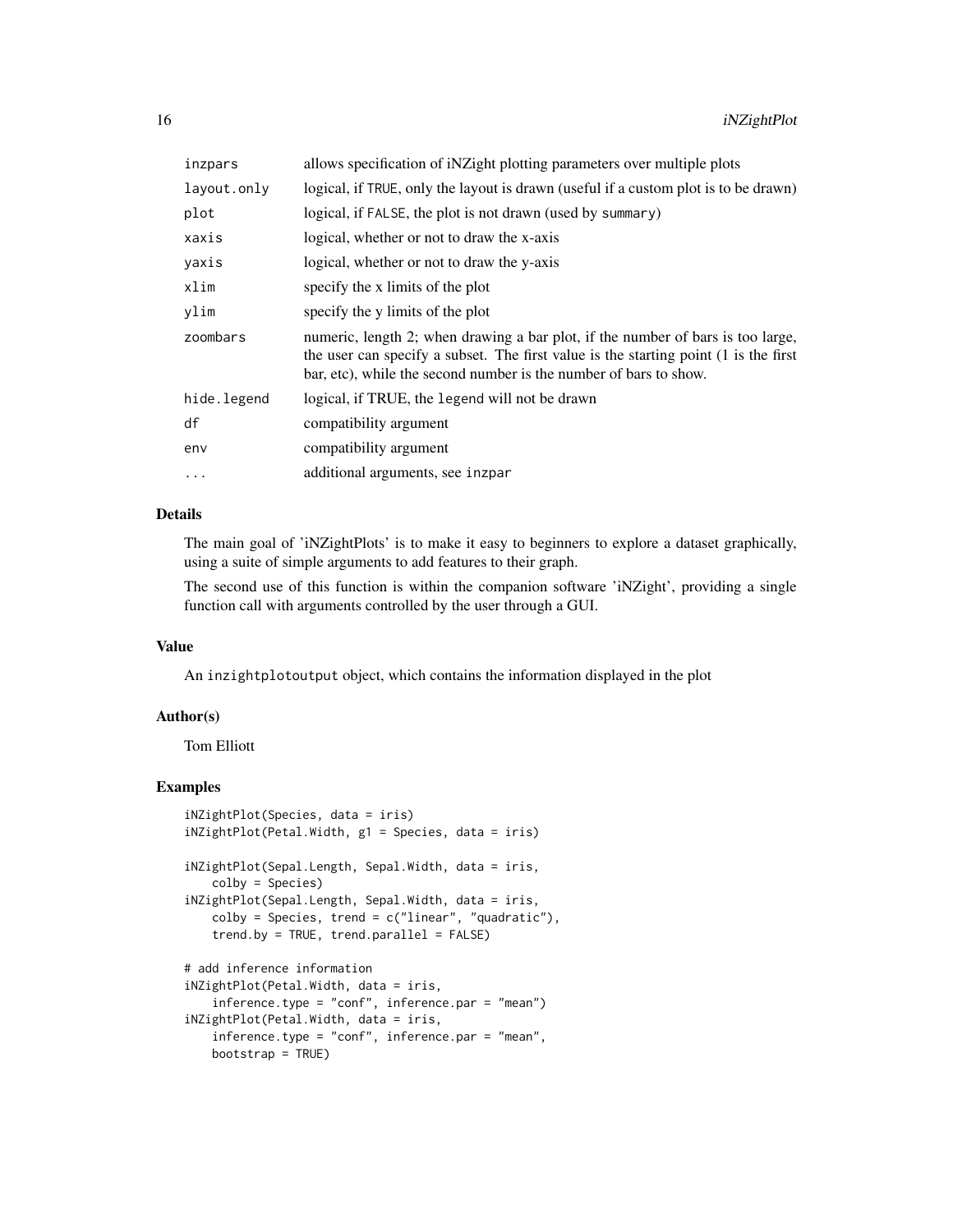| | |
|---|---|
| `inzpars` | allows specification of iNZight plotting parameters over multiple plots |
| `layout.only` | logical, if `TRUE`, only the layout is drawn (useful if a custom plot is to be drawn) |
| `plot` | logical, if `FALSE`, the plot is not drawn (used by `summary`) |
| `xaxis` | logical, whether or not to draw the x-axis |
| `yaxis` | logical, whether or not to draw the y-axis |
| `xlim` | specify the x limits of the plot |
| `ylim` | specify the y limits of the plot |
| `zoombars` | numeric, length 2; when drawing a bar plot, if the number of bars is too large, the user can specify a subset. The first value is the starting point (1 is the first bar, etc), while the second number is the number of bars to show. |
| `hide.legend` | logical, if TRUE, the `legend` will not be drawn |
| `df` | compatibility argument |
| `env` | compatibility argument |
| `...` | additional arguments, see `inzpar` |

## Details

The main goal of 'iNZightPlots' is to make it easy to beginners to explore a dataset graphically, using a suite of simple arguments to add features to their graph.

The second use of this function is within the companion software 'iNZight', providing a single function call with arguments controlled by the user through a GUI.

## Value

An `inzightplotoutput` object, which contains the information displayed in the plot

## Author(s)

Tom Elliott

## Examples

```
iNZightPlot(Species, data = iris)
iNZightPlot(Petal.Width, g1 = Species, data = iris)

iNZightPlot(Sepal.Length, Sepal.Width, data = iris,
    colby = Species)
iNZightPlot(Sepal.Length, Sepal.Width, data = iris,
    colby = Species, trend = c("linear", "quadratic"),
    trend.by = TRUE, trend.parallel = FALSE)

# add inference information
iNZightPlot(Petal.Width, data = iris,
    inference.type = "conf", inference.par = "mean")
iNZightPlot(Petal.Width, data = iris,
    inference.type = "conf", inference.par = "mean",
    bootstrap = TRUE)
```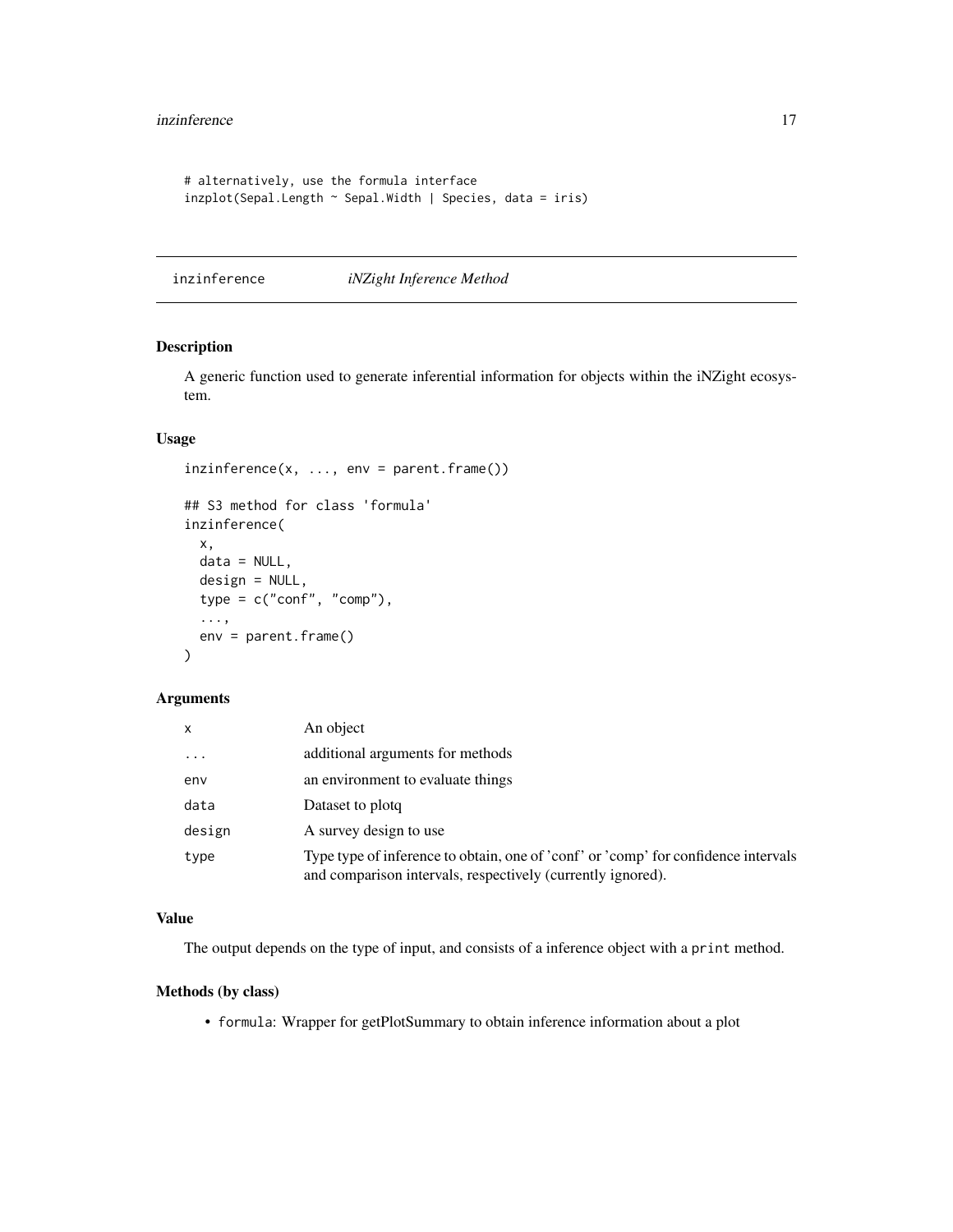```
# alternatively, use the formula interface
inzplot(Sepal.Length ~ Sepal.Width | Species, data = iris)
```

---

## inzinference — *iNZight Inference Method*

### Description

A generic function used to generate inferential information for objects within the iNZight ecosystem.

### Usage

```
inzinference(x, ..., env = parent.frame())

## S3 method for class 'formula'
inzinference(
  x,
  data = NULL,
  design = NULL,
  type = c("conf", "comp"),
  ...,
  env = parent.frame()
)
```

### Arguments

| | |
|---|---|
| `x` | An object |
| `...` | additional arguments for methods |
| `env` | an environment to evaluate things |
| `data` | Dataset to plotq |
| `design` | A survey design to use |
| `type` | Type type of inference to obtain, one of 'conf' or 'comp' for confidence intervals and comparison intervals, respectively (currently ignored). |

### Value

The output depends on the type of input, and consists of a inference object with a `print` method.

### Methods (by class)

- `formula`: Wrapper for getPlotSummary to obtain inference information about a plot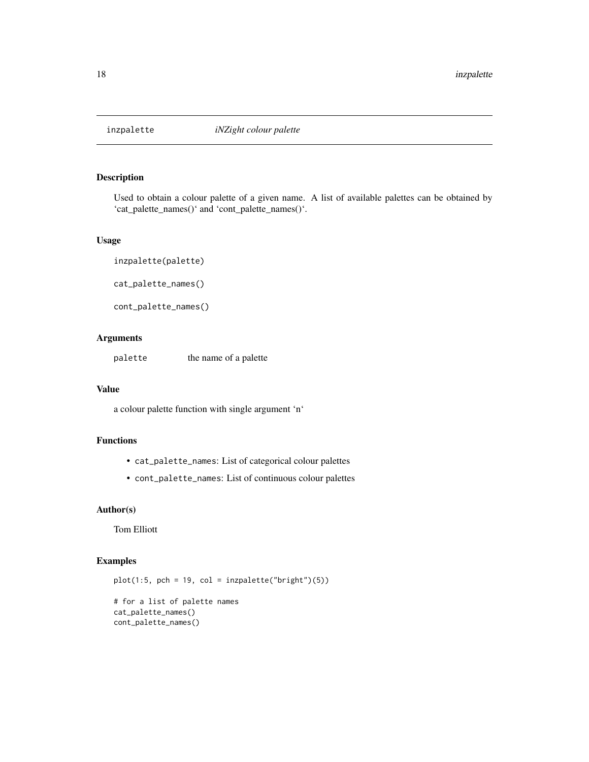`inzpalette` *iNZight colour palette*

## Description

Used to obtain a colour palette of a given name. A list of available palettes can be obtained by 'cat_palette_names()' and 'cont_palette_names()'.

## Usage

```
inzpalette(palette)

cat_palette_names()

cont_palette_names()
```

## Arguments

| | |
|---|---|
| `palette` | the name of a palette |

## Value

a colour palette function with single argument 'n'

## Functions

- `cat_palette_names`: List of categorical colour palettes
- `cont_palette_names`: List of continuous colour palettes

## Author(s)

Tom Elliott

## Examples

```
plot(1:5, pch = 19, col = inzpalette("bright")(5))

# for a list of palette names
cat_palette_names()
cont_palette_names()
```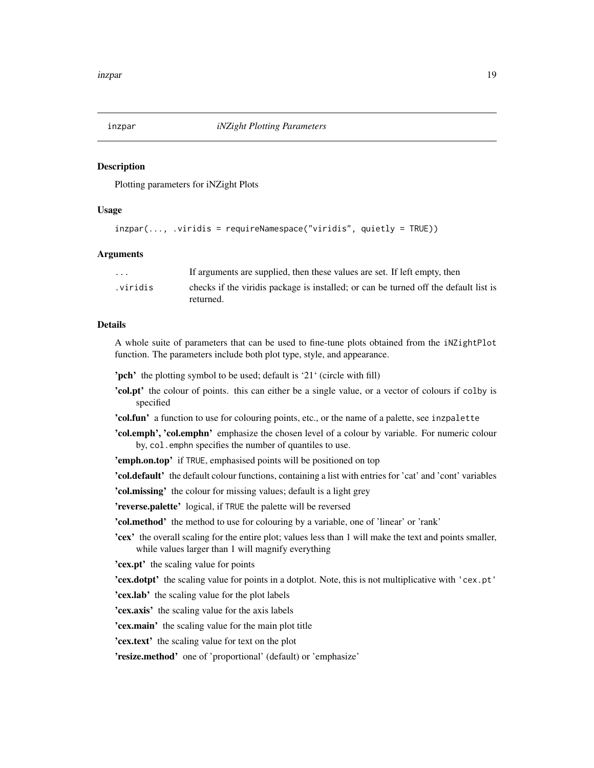## inzpar *iNZight Plotting Parameters*

### Description

Plotting parameters for iNZight Plots

### Usage

```
inzpar(..., .viridis = requireNamespace("viridis", quietly = TRUE))
```

### Arguments

| | |
|---|---|
| `...` | If arguments are supplied, then these values are set. If left empty, then |
| `.viridis` | checks if the viridis package is installed; or can be turned off the default list is returned. |

### Details

A whole suite of parameters that can be used to fine-tune plots obtained from the `iNZightPlot` function. The parameters include both plot type, style, and appearance.

**'pch'** the plotting symbol to be used; default is '21' (circle with fill)

**'col.pt'** the colour of points. this can either be a single value, or a vector of colours if `colby` is specified

**'col.fun'** a function to use for colouring points, etc., or the name of a palette, see `inzpalette`

**'col.emph', 'col.emphn'** emphasize the chosen level of a colour by variable. For numeric colour by, `col.emphn` specifies the number of quantiles to use.

**'emph.on.top'** if `TRUE`, emphasised points will be positioned on top

**'col.default'** the default colour functions, containing a list with entries for 'cat' and 'cont' variables

**'col.missing'** the colour for missing values; default is a light grey

**'reverse.palette'** logical, if `TRUE` the palette will be reversed

**'col.method'** the method to use for colouring by a variable, one of 'linear' or 'rank'

**'cex'** the overall scaling for the entire plot; values less than 1 will make the text and points smaller, while values larger than 1 will magnify everything

**'cex.pt'** the scaling value for points

**'cex.dotpt'** the scaling value for points in a dotplot. Note, this is not multiplicative with `'cex.pt'`

**'cex.lab'** the scaling value for the plot labels

**'cex.axis'** the scaling value for the axis labels

**'cex.main'** the scaling value for the main plot title

**'cex.text'** the scaling value for text on the plot

**'resize.method'** one of 'proportional' (default) or 'emphasize'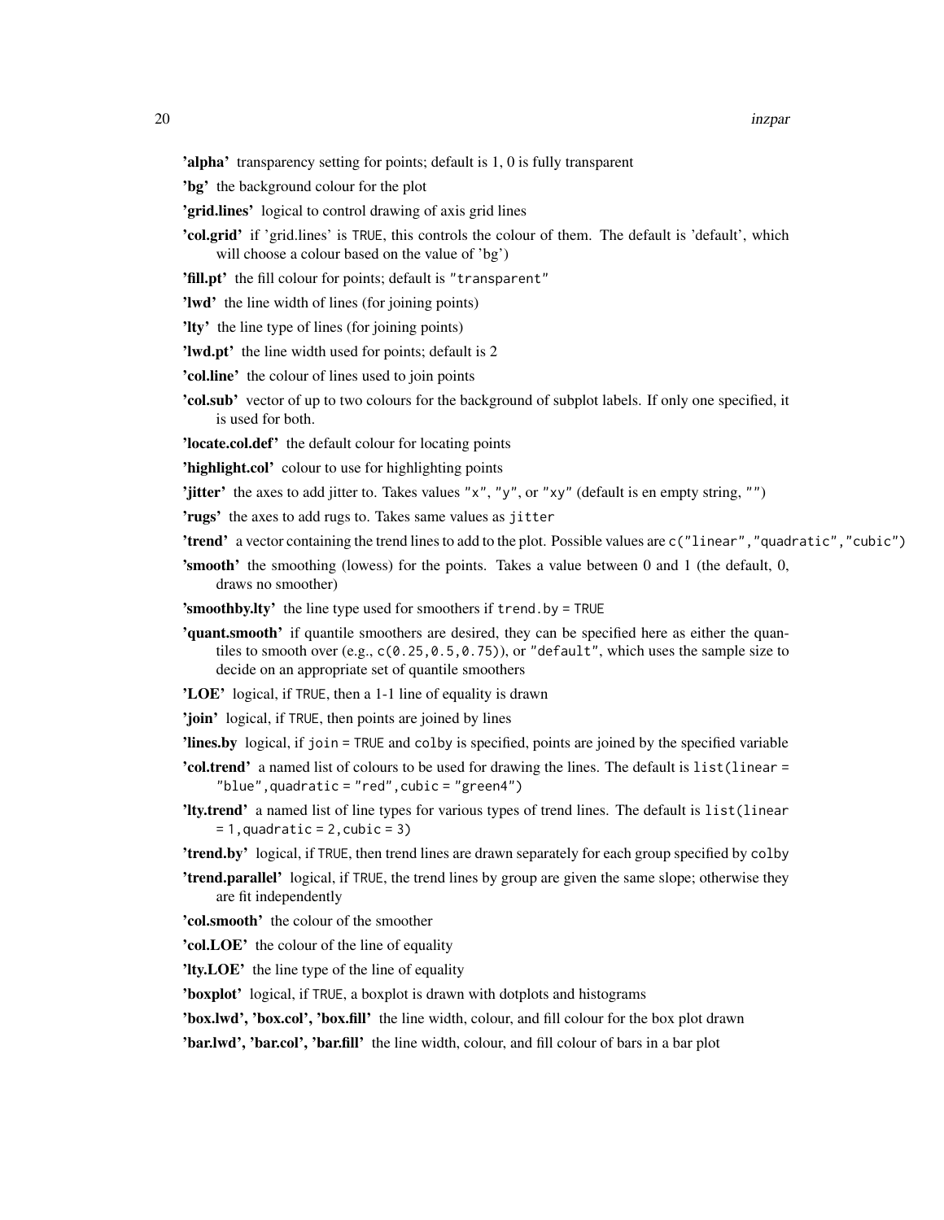**'alpha'** transparency setting for points; default is 1, 0 is fully transparent

**'bg'** the background colour for the plot

**'grid.lines'** logical to control drawing of axis grid lines

**'col.grid'** if 'grid.lines' is `TRUE`, this controls the colour of them. The default is 'default', which will choose a colour based on the value of 'bg')

**'fill.pt'** the fill colour for points; default is `"transparent"`

**'lwd'** the line width of lines (for joining points)

**'lty'** the line type of lines (for joining points)

**'lwd.pt'** the line width used for points; default is 2

**'col.line'** the colour of lines used to join points

**'col.sub'** vector of up to two colours for the background of subplot labels. If only one specified, it is used for both.

**'locate.col.def'** the default colour for locating points

**'highlight.col'** colour to use for highlighting points

**'jitter'** the axes to add jitter to. Takes values `"x"`, `"y"`, or `"xy"` (default is en empty string, `""`)

**'rugs'** the axes to add rugs to. Takes same values as `jitter`

**'trend'** a vector containing the trend lines to add to the plot. Possible values are `c("linear","quadratic","cubic")`

**'smooth'** the smoothing (lowess) for the points. Takes a value between 0 and 1 (the default, 0, draws no smoother)

**'smoothby.lty'** the line type used for smoothers if `trend.by = TRUE`

**'quant.smooth'** if quantile smoothers are desired, they can be specified here as either the quantiles to smooth over (e.g., `c(0.25,0.5,0.75)`), or `"default"`, which uses the sample size to decide on an appropriate set of quantile smoothers

**'LOE'** logical, if `TRUE`, then a 1-1 line of equality is drawn

**'join'** logical, if `TRUE`, then points are joined by lines

**'lines.by** logical, if `join = TRUE` and `colby` is specified, points are joined by the specified variable

**'col.trend'** a named list of colours to be used for drawing the lines. The default is `list(linear = "blue",quadratic = "red",cubic = "green4")`

**'lty.trend'** a named list of line types for various types of trend lines. The default is `list(linear = 1,quadratic = 2,cubic = 3)`

**'trend.by'** logical, if `TRUE`, then trend lines are drawn separately for each group specified by `colby`

**'trend.parallel'** logical, if `TRUE`, the trend lines by group are given the same slope; otherwise they are fit independently

**'col.smooth'** the colour of the smoother

**'col.LOE'** the colour of the line of equality

**'lty.LOE'** the line type of the line of equality

**'boxplot'** logical, if `TRUE`, a boxplot is drawn with dotplots and histograms

**'box.lwd', 'box.col', 'box.fill'** the line width, colour, and fill colour for the box plot drawn

**'bar.lwd', 'bar.col', 'bar.fill'** the line width, colour, and fill colour of bars in a bar plot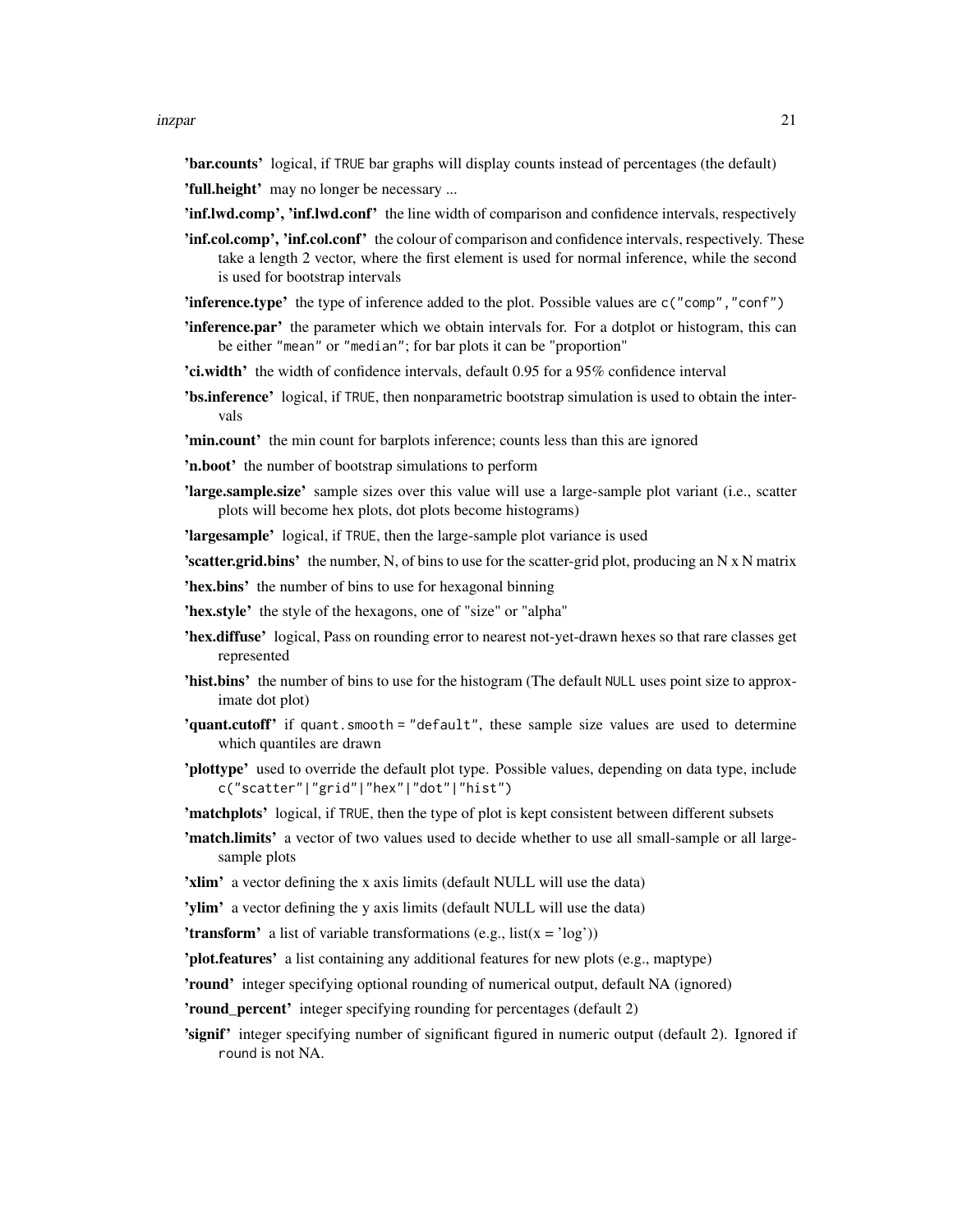**'bar.counts'** logical, if `TRUE` bar graphs will display counts instead of percentages (the default)

**'full.height'** may no longer be necessary ...

**'inf.lwd.comp', 'inf.lwd.conf'** the line width of comparison and confidence intervals, respectively

**'inf.col.comp', 'inf.col.conf'** the colour of comparison and confidence intervals, respectively. These take a length 2 vector, where the first element is used for normal inference, while the second is used for bootstrap intervals

**'inference.type'** the type of inference added to the plot. Possible values are `c("comp","conf")`

**'inference.par'** the parameter which we obtain intervals for. For a dotplot or histogram, this can be either `"mean"` or `"median"`; for bar plots it can be `"proportion"`

**'ci.width'** the width of confidence intervals, default 0.95 for a 95% confidence interval

**'bs.inference'** logical, if `TRUE`, then nonparametric bootstrap simulation is used to obtain the intervals

**'min.count'** the min count for barplots inference; counts less than this are ignored

**'n.boot'** the number of bootstrap simulations to perform

**'large.sample.size'** sample sizes over this value will use a large-sample plot variant (i.e., scatter plots will become hex plots, dot plots become histograms)

**'largesample'** logical, if `TRUE`, then the large-sample plot variance is used

**'scatter.grid.bins'** the number, N, of bins to use for the scatter-grid plot, producing an N x N matrix

**'hex.bins'** the number of bins to use for hexagonal binning

**'hex.style'** the style of the hexagons, one of "size" or "alpha"

**'hex.diffuse'** logical, Pass on rounding error to nearest not-yet-drawn hexes so that rare classes get represented

**'hist.bins'** the number of bins to use for the histogram (The default `NULL` uses point size to approximate dot plot)

**'quant.cutoff'** if `quant.smooth = "default"`, these sample size values are used to determine which quantiles are drawn

**'plottype'** used to override the default plot type. Possible values, depending on data type, include `c("scatter"|"grid"|"hex"|"dot"|"hist")`

**'matchplots'** logical, if `TRUE`, then the type of plot is kept consistent between different subsets

**'match.limits'** a vector of two values used to decide whether to use all small-sample or all large-sample plots

**'xlim'** a vector defining the x axis limits (default NULL will use the data)

**'ylim'** a vector defining the y axis limits (default NULL will use the data)

**'transform'** a list of variable transformations (e.g., list(x = 'log'))

**'plot.features'** a list containing any additional features for new plots (e.g., maptype)

**'round'** integer specifying optional rounding of numerical output, default NA (ignored)

**'round_percent'** integer specifying rounding for percentages (default 2)

**'signif'** integer specifying number of significant figured in numeric output (default 2). Ignored if `round` is not NA.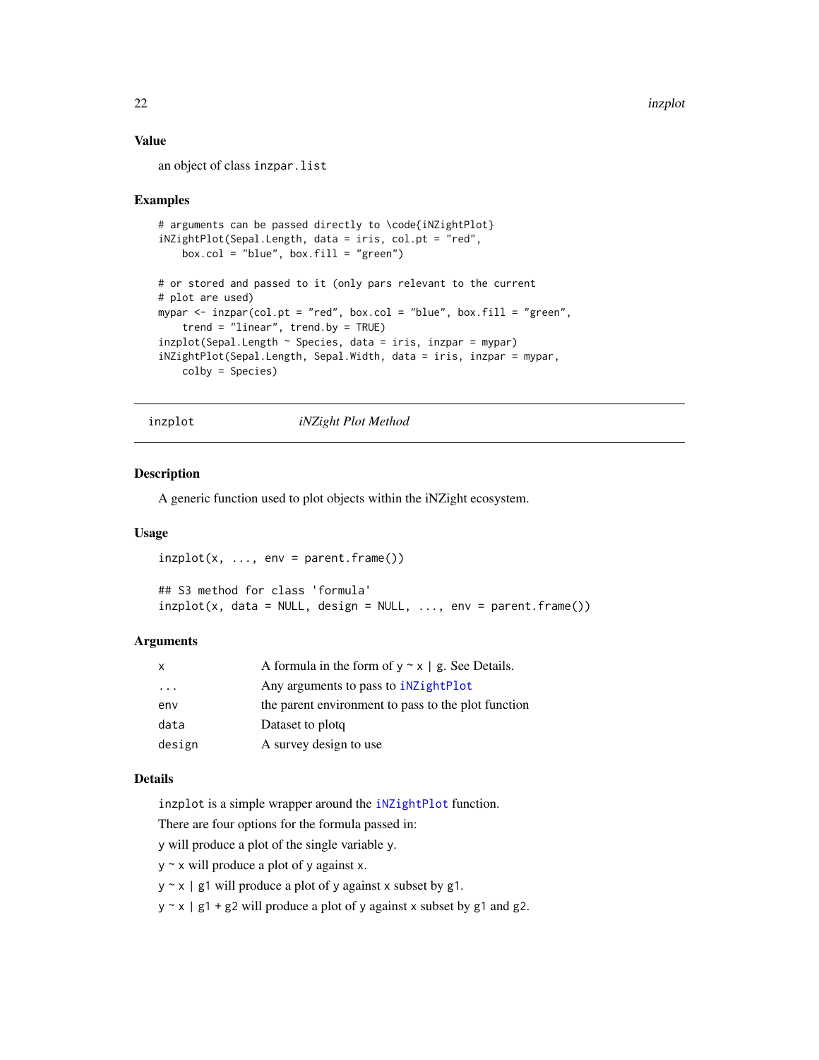## Value

an object of class `inzpar.list`

## Examples

```
# arguments can be passed directly to \code{iNZightPlot}
iNZightPlot(Sepal.Length, data = iris, col.pt = "red",
    box.col = "blue", box.fill = "green")

# or stored and passed to it (only pars relevant to the current
# plot are used)
mypar <- inzpar(col.pt = "red", box.col = "blue", box.fill = "green",
    trend = "linear", trend.by = TRUE)
inzplot(Sepal.Length ~ Species, data = iris, inzpar = mypar)
iNZightPlot(Sepal.Length, Sepal.Width, data = iris, inzpar = mypar,
    colby = Species)
```

---

# inzplot — *iNZight Plot Method*

---

## Description

A generic function used to plot objects within the iNZight ecosystem.

## Usage

```
inzplot(x, ..., env = parent.frame())

## S3 method for class 'formula'
inzplot(x, data = NULL, design = NULL, ..., env = parent.frame())
```

## Arguments

| | |
|---|---|
| `x` | A formula in the form of `y ~ x | g`. See Details. |
| `...` | Any arguments to pass to `iNZightPlot` |
| `env` | the parent environment to pass to the plot function |
| `data` | Dataset to plotq |
| `design` | A survey design to use |

## Details

`inzplot` is a simple wrapper around the `iNZightPlot` function.

There are four options for the formula passed in:

`y` will produce a plot of the single variable `y`.

`y ~ x` will produce a plot of `y` against `x`.

`y ~ x | g1` will produce a plot of `y` against `x` subset by `g1`.

`y ~ x | g1 + g2` will produce a plot of `y` against `x` subset by `g1` and `g2`.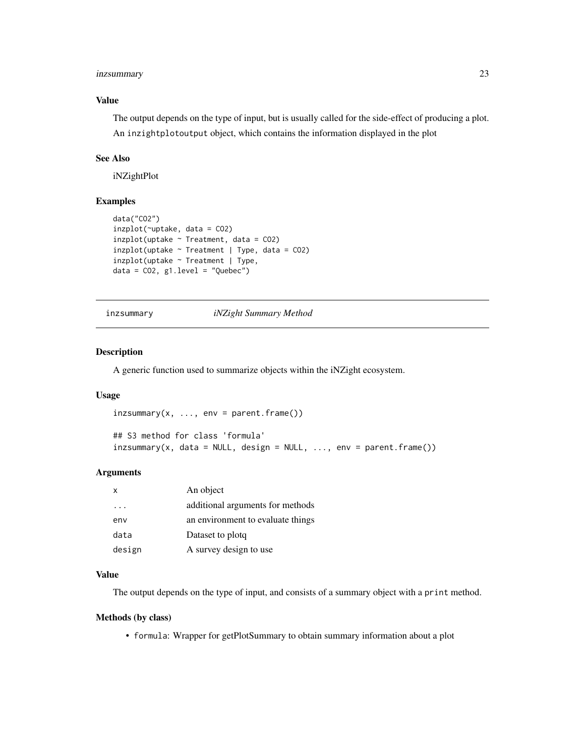### Value

The output depends on the type of input, but is usually called for the side-effect of producing a plot. An inzightplotoutput object, which contains the information displayed in the plot

### See Also

iNZightPlot

### Examples

```
data("CO2")
inzplot(~uptake, data = CO2)
inzplot(uptake ~ Treatment, data = CO2)
inzplot(uptake ~ Treatment | Type, data = CO2)
inzplot(uptake ~ Treatment | Type,
data = CO2, g1.level = "Quebec")
```

---

## inzsummary *iNZight Summary Method*

### Description

A generic function used to summarize objects within the iNZight ecosystem.

### Usage

```
inzsummary(x, ..., env = parent.frame())

## S3 method for class 'formula'
inzsummary(x, data = NULL, design = NULL, ..., env = parent.frame())
```

### Arguments

| | |
|---|---|
| x | An object |
| ... | additional arguments for methods |
| env | an environment to evaluate things |
| data | Dataset to plotq |
| design | A survey design to use |

### Value

The output depends on the type of input, and consists of a summary object with a print method.

### Methods (by class)

- formula: Wrapper for getPlotSummary to obtain summary information about a plot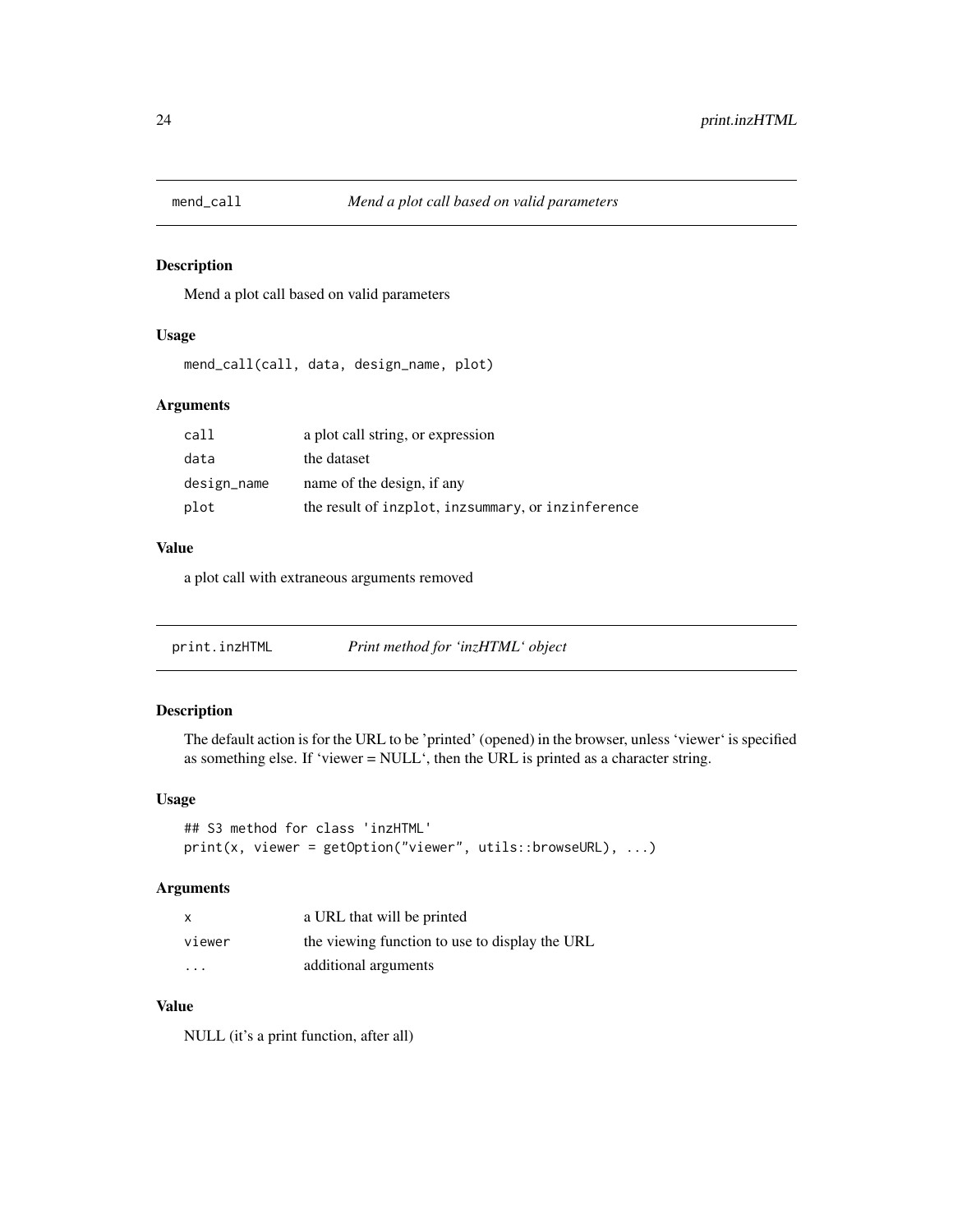## mend_call *Mend a plot call based on valid parameters*

### Description

Mend a plot call based on valid parameters

### Usage

```
mend_call(call, data, design_name, plot)
```

### Arguments

| | |
|---|---|
| call | a plot call string, or expression |
| data | the dataset |
| design_name | name of the design, if any |
| plot | the result of `inzplot`, `inzsummary`, or `inzinference` |

### Value

a plot call with extraneous arguments removed

## print.inzHTML *Print method for 'inzHTML' object*

### Description

The default action is for the URL to be 'printed' (opened) in the browser, unless 'viewer' is specified as something else. If 'viewer = NULL', then the URL is printed as a character string.

### Usage

```
## S3 method for class 'inzHTML'
print(x, viewer = getOption("viewer", utils::browseURL), ...)
```

### Arguments

| | |
|---|---|
| x | a URL that will be printed |
| viewer | the viewing function to use to display the URL |
| ... | additional arguments |

### Value

NULL (it's a print function, after all)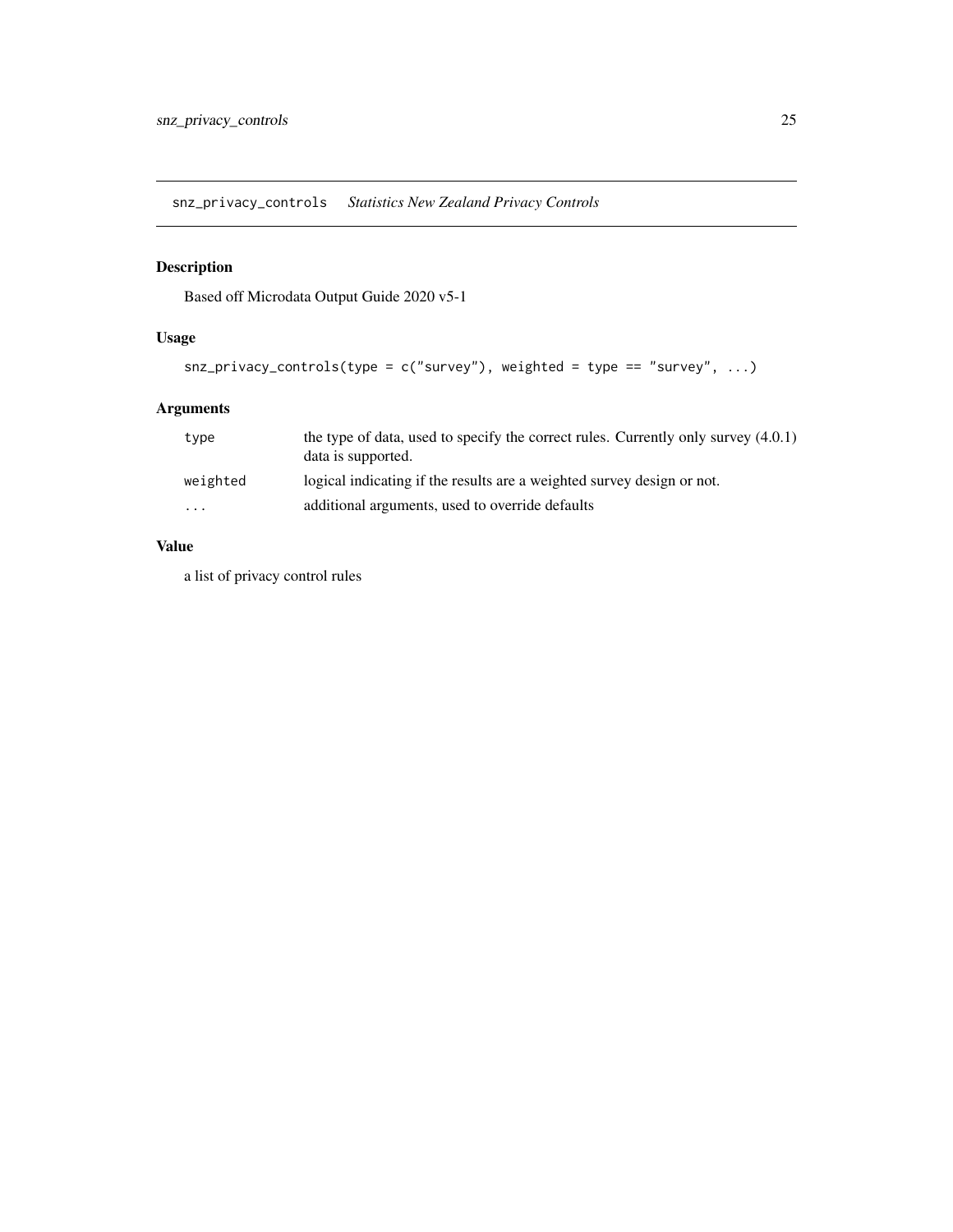## snz_privacy_controls *Statistics New Zealand Privacy Controls*

### Description

Based off Microdata Output Guide 2020 v5-1

### Usage

```
snz_privacy_controls(type = c("survey"), weighted = type == "survey", ...)
```

### Arguments

| | |
|---|---|
| type | the type of data, used to specify the correct rules. Currently only survey (4.0.1) data is supported. |
| weighted | logical indicating if the results are a weighted survey design or not. |
| ... | additional arguments, used to override defaults |

### Value

a list of privacy control rules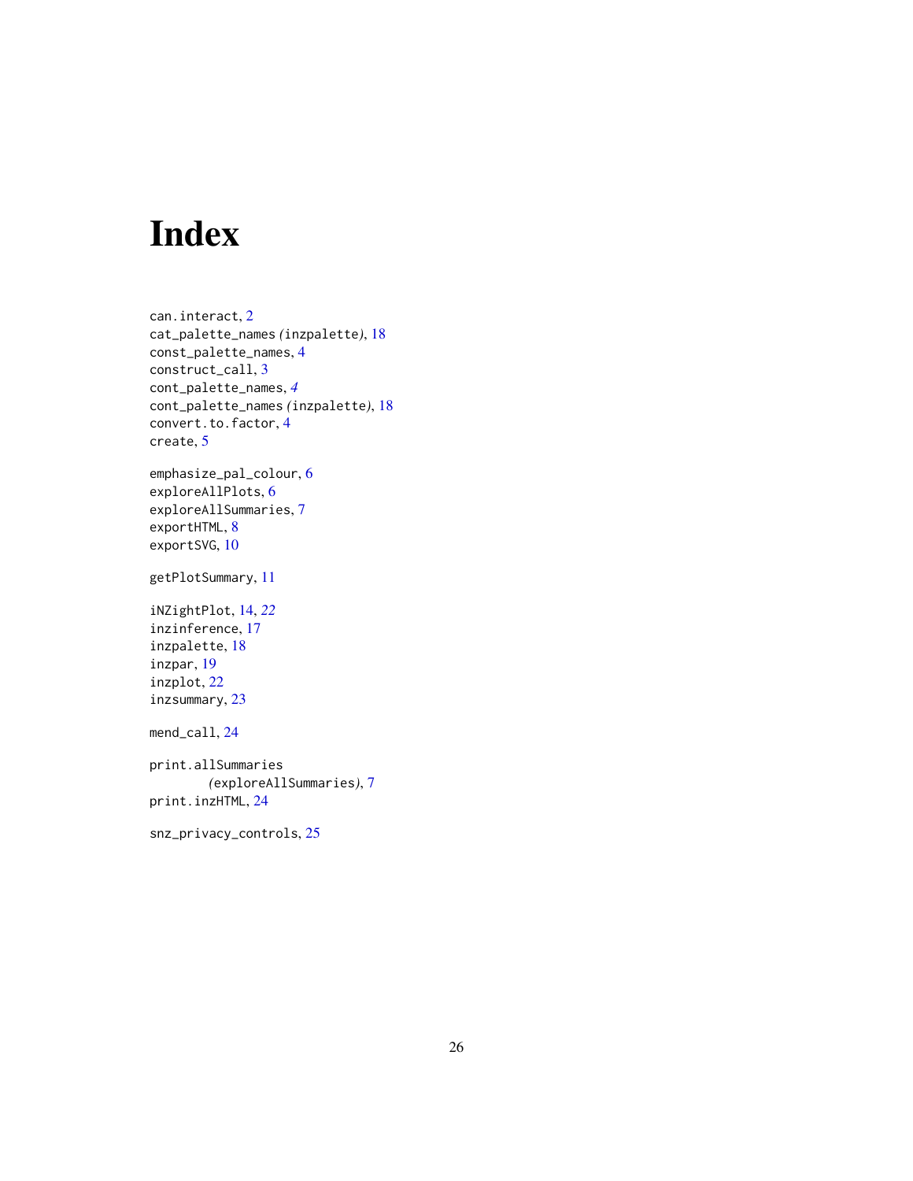# Index

can.interact, 2
cat_palette_names (inzpalette), 18
const_palette_names, 4
construct_call, 3
cont_palette_names, *4*
cont_palette_names (inzpalette), 18
convert.to.factor, 4
create, 5

emphasize_pal_colour, 6
exploreAllPlots, 6
exploreAllSummaries, 7
exportHTML, 8
exportSVG, 10

getPlotSummary, 11

iNZightPlot, 14, *22*
inzinference, 17
inzpalette, 18
inzpar, 19
inzplot, 22
inzsummary, 23

mend_call, 24

print.allSummaries
(exploreAllSummaries), 7
print.inzHTML, 24

snz_privacy_controls, 25